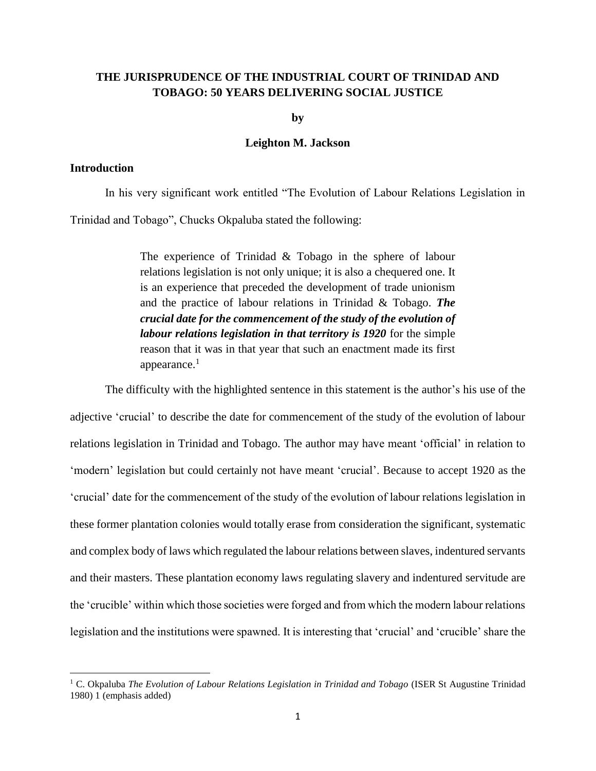**THE JURISPRUDENCE OF THE INDUSTRIAL COURT OF TRINIDAD AND TOBAGO: 50 YEARS DELIVERING SOCIAL JUSTICE**

**by**

**Leighton M. Jackson**

## Introduction

In his very significant work entitled "The Evolution of Labour Relations Legislation in Trinidad and Tobago", Chucks Okpaluba stated the following:

> The experience of Trinidad & Tobago in the sphere of labour relations legislation is not only unique; it is also a chequered one. It is an experience that preceded the development of trade unionism and the practice of labour relations in Trinidad & Tobago. ***The crucial date for the commencement of the study of the evolution of labour relations legislation in that territory is 1920*** for the simple reason that it was in that year that such an enactment made its first appearance.[1]

The difficulty with the highlighted sentence in this statement is the author's his use of the adjective 'crucial' to describe the date for commencement of the study of the evolution of labour relations legislation in Trinidad and Tobago. The author may have meant 'official' in relation to 'modern' legislation but could certainly not have meant 'crucial'. Because to accept 1920 as the 'crucial' date for the commencement of the study of the evolution of labour relations legislation in these former plantation colonies would totally erase from consideration the significant, systematic and complex body of laws which regulated the labour relations between slaves, indentured servants and their masters. These plantation economy laws regulating slavery and indentured servitude are the 'crucible' within which those societies were forged and from which the modern labour relations legislation and the institutions were spawned. It is interesting that 'crucial' and 'crucible' share the

---

[1] C. Okpaluba *The Evolution of Labour Relations Legislation in Trinidad and Tobago* (ISER St Augustine Trinidad 1980) 1 (emphasis added)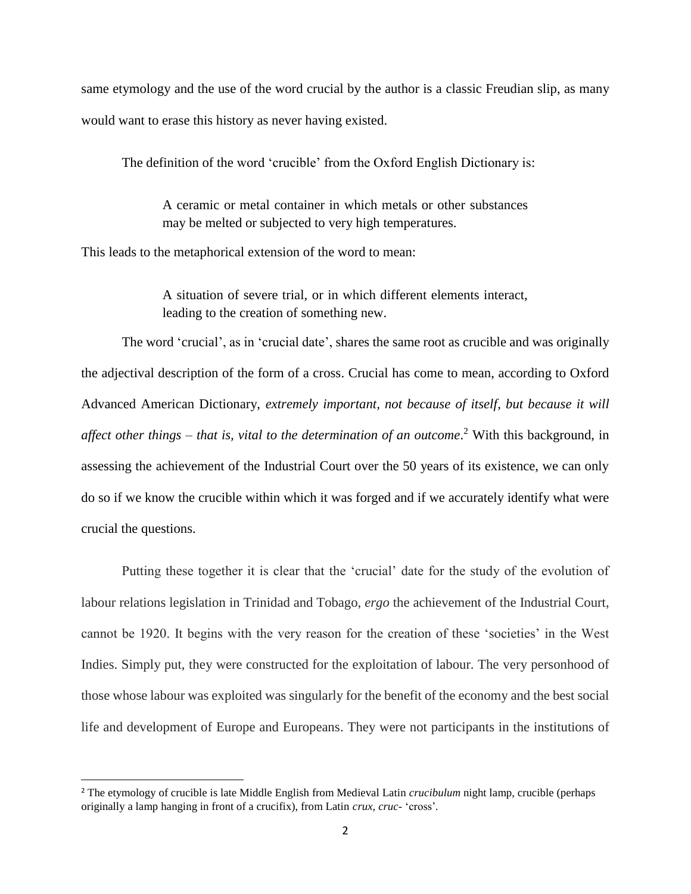same etymology and the use of the word crucial by the author is a classic Freudian slip, as many would want to erase this history as never having existed.

The definition of the word 'crucible' from the Oxford English Dictionary is:

> A ceramic or metal container in which metals or other substances may be melted or subjected to very high temperatures.

This leads to the metaphorical extension of the word to mean:

> A situation of severe trial, or in which different elements interact, leading to the creation of something new.

The word 'crucial', as in 'crucial date', shares the same root as crucible and was originally the adjectival description of the form of a cross. Crucial has come to mean, according to Oxford Advanced American Dictionary, *extremely important, not because of itself, but because it will affect other things – that is, vital to the determination of an outcome*.[2] With this background, in assessing the achievement of the Industrial Court over the 50 years of its existence, we can only do so if we know the crucible within which it was forged and if we accurately identify what were crucial the questions.

Putting these together it is clear that the 'crucial' date for the study of the evolution of labour relations legislation in Trinidad and Tobago, *ergo* the achievement of the Industrial Court, cannot be 1920. It begins with the very reason for the creation of these 'societies' in the West Indies. Simply put, they were constructed for the exploitation of labour. The very personhood of those whose labour was exploited was singularly for the benefit of the economy and the best social life and development of Europe and Europeans. They were not participants in the institutions of

---

[2] The etymology of crucible is late Middle English from Medieval Latin *crucibulum* night lamp, crucible (perhaps originally a lamp hanging in front of a crucifix), from Latin *crux, cruc-* 'cross'.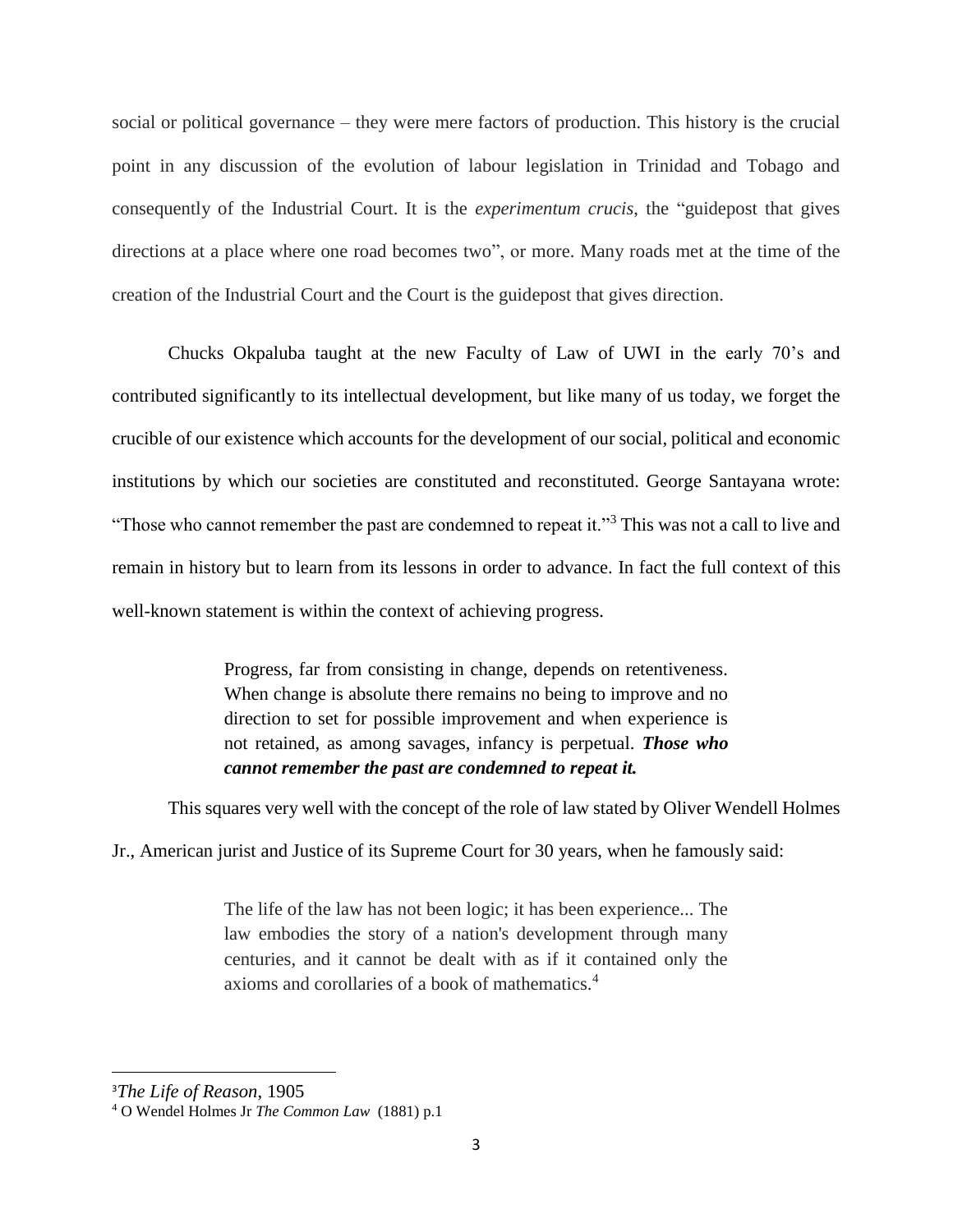social or political governance – they were mere factors of production. This history is the crucial point in any discussion of the evolution of labour legislation in Trinidad and Tobago and consequently of the Industrial Court. It is the *experimentum crucis*, the "guidepost that gives directions at a place where one road becomes two", or more. Many roads met at the time of the creation of the Industrial Court and the Court is the guidepost that gives direction.

Chucks Okpaluba taught at the new Faculty of Law of UWI in the early 70's and contributed significantly to its intellectual development, but like many of us today, we forget the crucible of our existence which accounts for the development of our social, political and economic institutions by which our societies are constituted and reconstituted. George Santayana wrote: "Those who cannot remember the past are condemned to repeat it."[3] This was not a call to live and remain in history but to learn from its lessons in order to advance. In fact the full context of this well-known statement is within the context of achieving progress.

> Progress, far from consisting in change, depends on retentiveness. When change is absolute there remains no being to improve and no direction to set for possible improvement and when experience is not retained, as among savages, infancy is perpetual. ***Those who cannot remember the past are condemned to repeat it.***

This squares very well with the concept of the role of law stated by Oliver Wendell Holmes Jr., American jurist and Justice of its Supreme Court for 30 years, when he famously said:

> The life of the law has not been logic; it has been experience... The law embodies the story of a nation's development through many centuries, and it cannot be dealt with as if it contained only the axioms and corollaries of a book of mathematics.[4]

---

[3] *The Life of Reason*, 1905

[4] O Wendel Holmes Jr *The Common Law* (1881) p.1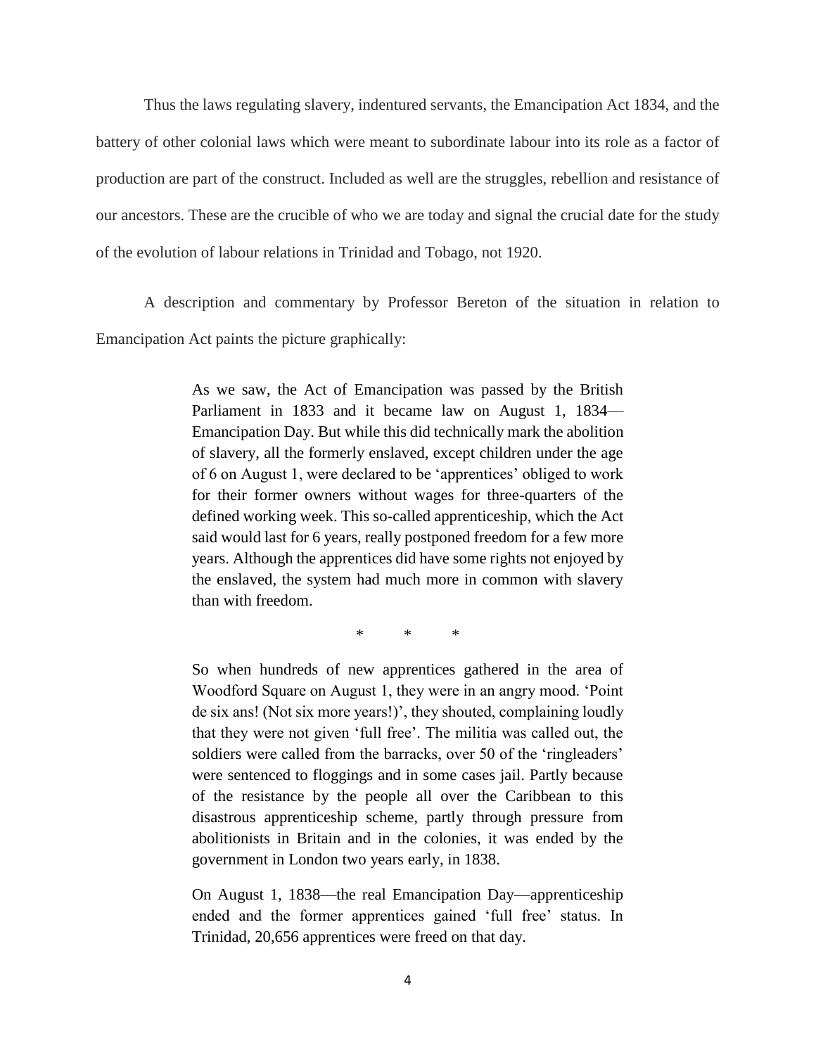Thus the laws regulating slavery, indentured servants, the Emancipation Act 1834, and the battery of other colonial laws which were meant to subordinate labour into its role as a factor of production are part of the construct. Included as well are the struggles, rebellion and resistance of our ancestors. These are the crucible of who we are today and signal the crucial date for the study of the evolution of labour relations in Trinidad and Tobago, not 1920.

A description and commentary by Professor Bereton of the situation in relation to Emancipation Act paints the picture graphically:

> As we saw, the Act of Emancipation was passed by the British Parliament in 1833 and it became law on August 1, 1834—Emancipation Day. But while this did technically mark the abolition of slavery, all the formerly enslaved, except children under the age of 6 on August 1, were declared to be 'apprentices' obliged to work for their former owners without wages for three-quarters of the defined working week. This so-called apprenticeship, which the Act said would last for 6 years, really postponed freedom for a few more years. Although the apprentices did have some rights not enjoyed by the enslaved, the system had much more in common with slavery than with freedom.
>
> \* \* \*
>
> So when hundreds of new apprentices gathered in the area of Woodford Square on August 1, they were in an angry mood. 'Point de six ans! (Not six more years!)', they shouted, complaining loudly that they were not given 'full free'. The militia was called out, the soldiers were called from the barracks, over 50 of the 'ringleaders' were sentenced to floggings and in some cases jail. Partly because of the resistance by the people all over the Caribbean to this disastrous apprenticeship scheme, partly through pressure from abolitionists in Britain and in the colonies, it was ended by the government in London two years early, in 1838.
>
> On August 1, 1838—the real Emancipation Day—apprenticeship ended and the former apprentices gained 'full free' status. In Trinidad, 20,656 apprentices were freed on that day.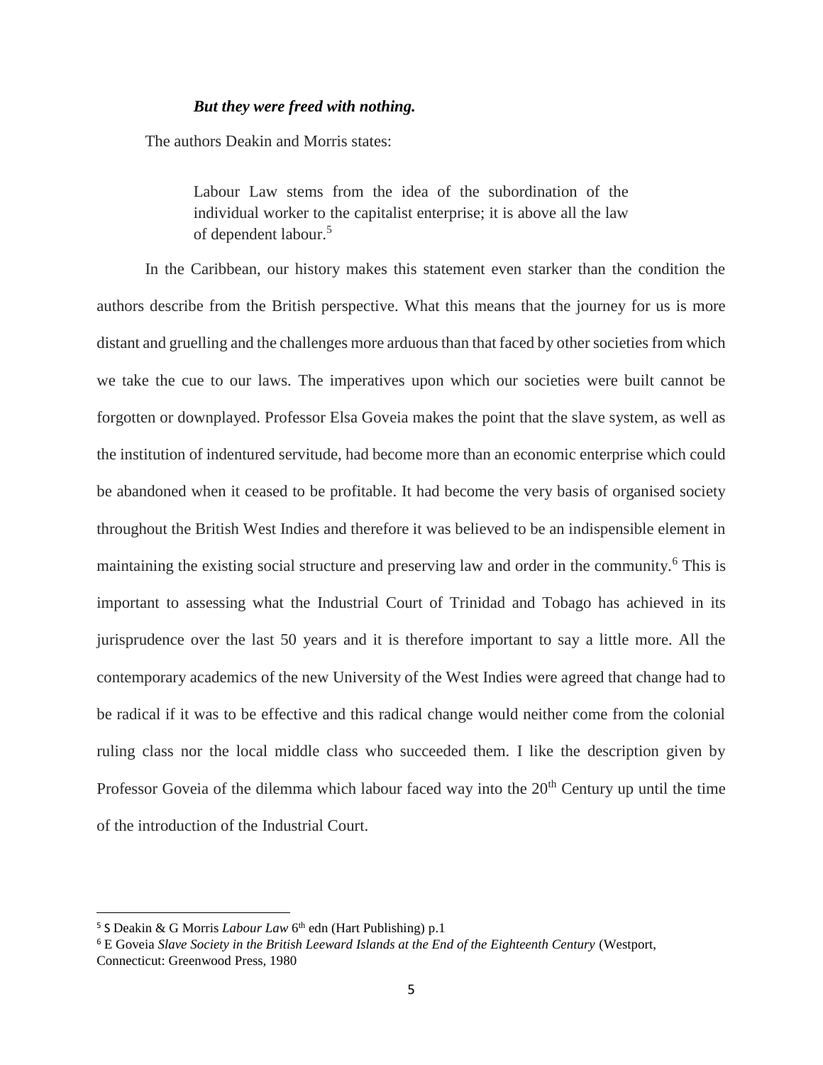***But they were freed with nothing.***

The authors Deakin and Morris states:

> Labour Law stems from the idea of the subordination of the individual worker to the capitalist enterprise; it is above all the law of dependent labour.[5]

In the Caribbean, our history makes this statement even starker than the condition the authors describe from the British perspective. What this means that the journey for us is more distant and gruelling and the challenges more arduous than that faced by other societies from which we take the cue to our laws. The imperatives upon which our societies were built cannot be forgotten or downplayed. Professor Elsa Goveia makes the point that the slave system, as well as the institution of indentured servitude, had become more than an economic enterprise which could be abandoned when it ceased to be profitable. It had become the very basis of organised society throughout the British West Indies and therefore it was believed to be an indispensible element in maintaining the existing social structure and preserving law and order in the community.[6] This is important to assessing what the Industrial Court of Trinidad and Tobago has achieved in its jurisprudence over the last 50 years and it is therefore important to say a little more. All the contemporary academics of the new University of the West Indies were agreed that change had to be radical if it was to be effective and this radical change would neither come from the colonial ruling class nor the local middle class who succeeded them. I like the description given by Professor Goveia of the dilemma which labour faced way into the 20th Century up until the time of the introduction of the Industrial Court.

---

[5] S Deakin & G Morris *Labour Law* 6th edn (Hart Publishing) p.1

[6] E Goveia *Slave Society in the British Leeward Islands at the End of the Eighteenth Century* (Westport, Connecticut: Greenwood Press, 1980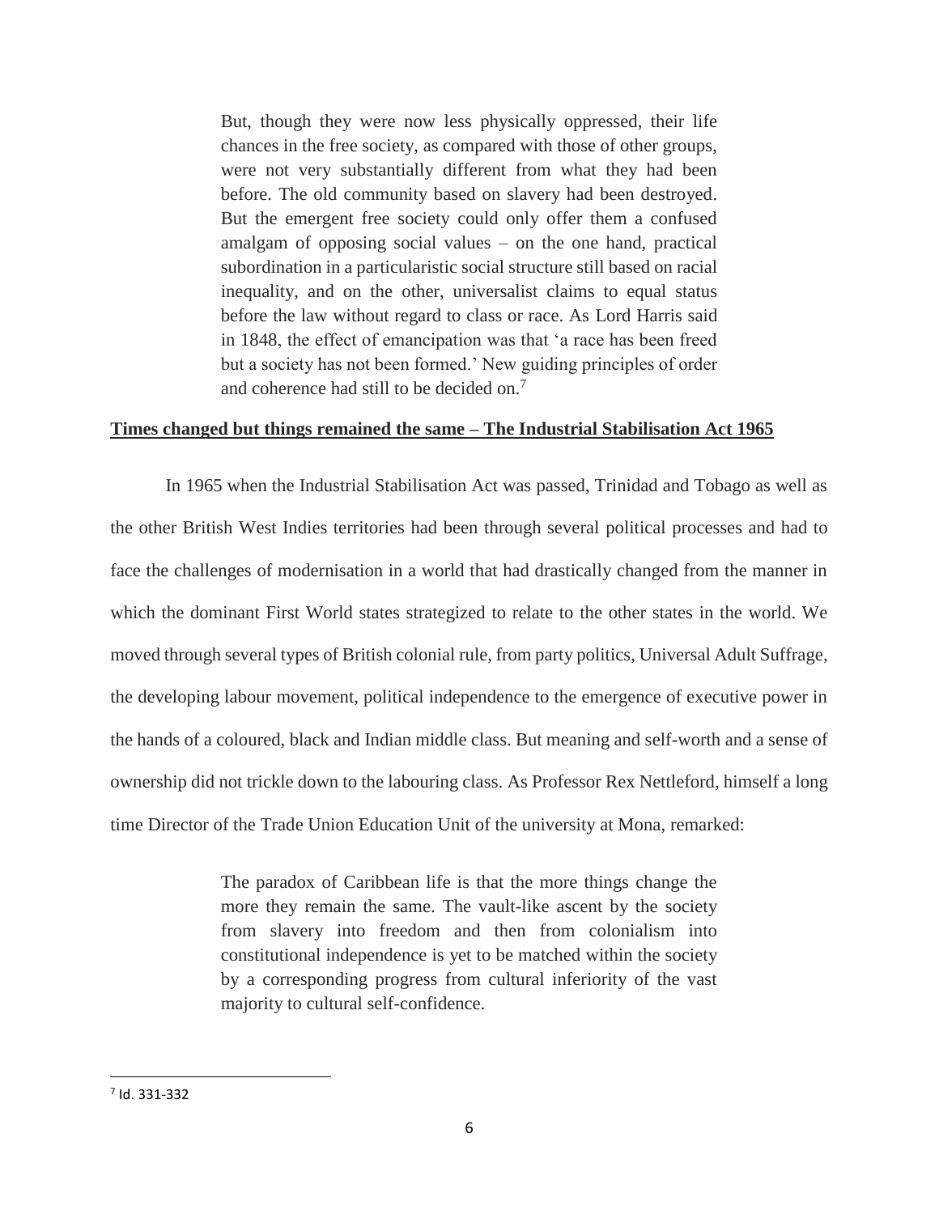> But, though they were now less physically oppressed, their life chances in the free society, as compared with those of other groups, were not very substantially different from what they had been before. The old community based on slavery had been destroyed. But the emergent free society could only offer them a confused amalgam of opposing social values – on the one hand, practical subordination in a particularistic social structure still based on racial inequality, and on the other, universalist claims to equal status before the law without regard to class or race. As Lord Harris said in 1848, the effect of emancipation was that 'a race has been freed but a society has not been formed.' New guiding principles of order and coherence had still to be decided on.[7]

**<u>Times changed but things remained the same – The Industrial Stabilisation Act 1965</u>**

In 1965 when the Industrial Stabilisation Act was passed, Trinidad and Tobago as well as the other British West Indies territories had been through several political processes and had to face the challenges of modernisation in a world that had drastically changed from the manner in which the dominant First World states strategized to relate to the other states in the world. We moved through several types of British colonial rule, from party politics, Universal Adult Suffrage, the developing labour movement, political independence to the emergence of executive power in the hands of a coloured, black and Indian middle class. But meaning and self-worth and a sense of ownership did not trickle down to the labouring class. As Professor Rex Nettleford, himself a long time Director of the Trade Union Education Unit of the university at Mona, remarked:

> The paradox of Caribbean life is that the more things change the more they remain the same. The vault-like ascent by the society from slavery into freedom and then from colonialism into constitutional independence is yet to be matched within the society by a corresponding progress from cultural inferiority of the vast majority to cultural self-confidence.

[7] Id. 331-332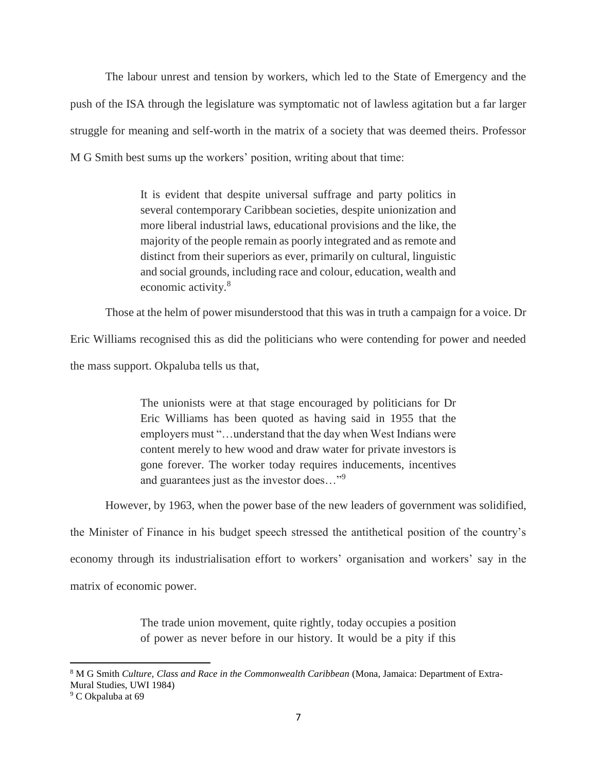The labour unrest and tension by workers, which led to the State of Emergency and the push of the ISA through the legislature was symptomatic not of lawless agitation but a far larger struggle for meaning and self-worth in the matrix of a society that was deemed theirs. Professor M G Smith best sums up the workers' position, writing about that time:

> It is evident that despite universal suffrage and party politics in several contemporary Caribbean societies, despite unionization and more liberal industrial laws, educational provisions and the like, the majority of the people remain as poorly integrated and as remote and distinct from their superiors as ever, primarily on cultural, linguistic and social grounds, including race and colour, education, wealth and economic activity.[8]

Those at the helm of power misunderstood that this was in truth a campaign for a voice. Dr Eric Williams recognised this as did the politicians who were contending for power and needed the mass support. Okpaluba tells us that,

> The unionists were at that stage encouraged by politicians for Dr Eric Williams has been quoted as having said in 1955 that the employers must "…understand that the day when West Indians were content merely to hew wood and draw water for private investors is gone forever. The worker today requires inducements, incentives and guarantees just as the investor does…"[9]

However, by 1963, when the power base of the new leaders of government was solidified, the Minister of Finance in his budget speech stressed the antithetical position of the country's economy through its industrialisation effort to workers' organisation and workers' say in the matrix of economic power.

> The trade union movement, quite rightly, today occupies a position of power as never before in our history. It would be a pity if this

---

[8] M G Smith *Culture, Class and Race in the Commonwealth Caribbean* (Mona, Jamaica: Department of Extra-Mural Studies, UWI 1984)

[9] C Okpaluba at 69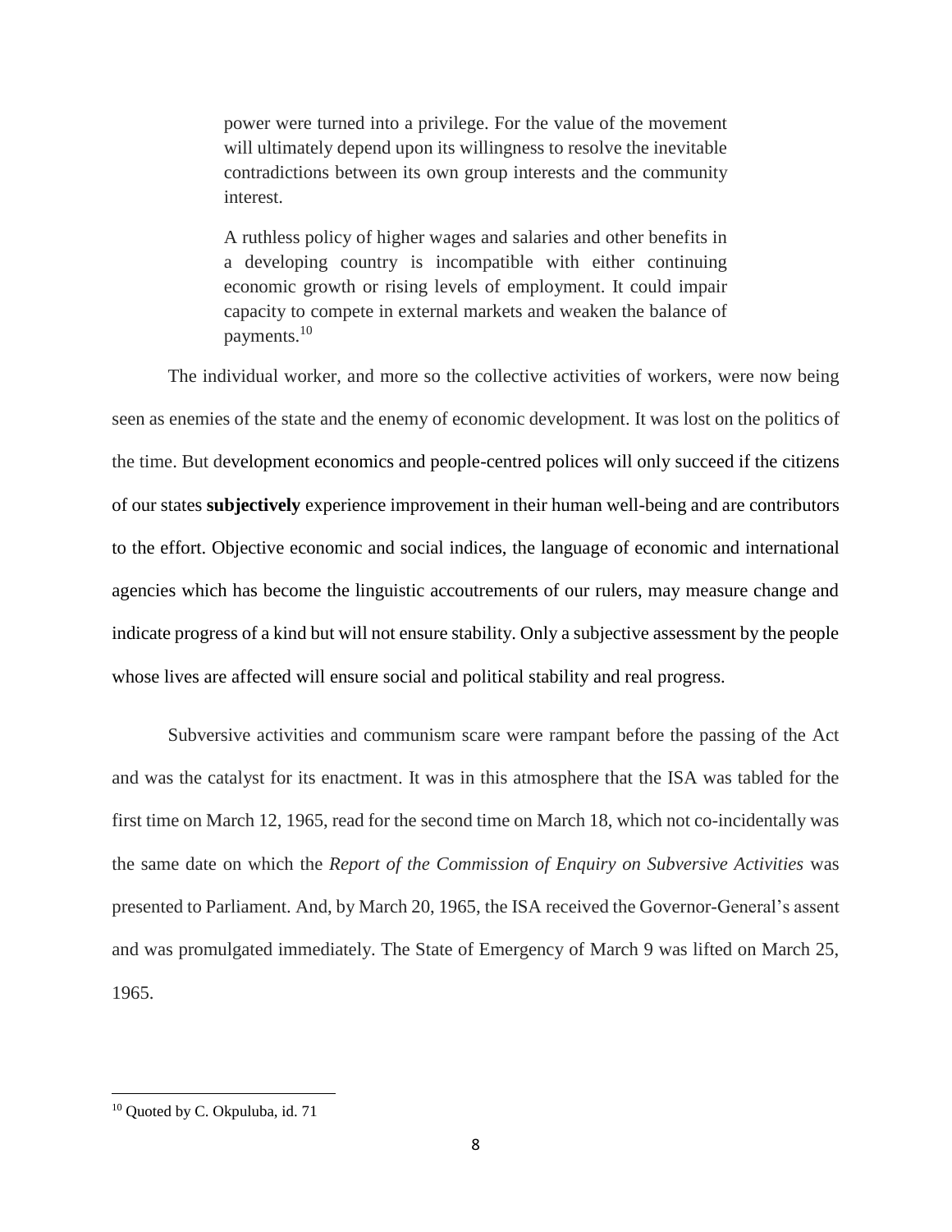> power were turned into a privilege. For the value of the movement will ultimately depend upon its willingness to resolve the inevitable contradictions between its own group interests and the community interest.
>
> A ruthless policy of higher wages and salaries and other benefits in a developing country is incompatible with either continuing economic growth or rising levels of employment. It could impair capacity to compete in external markets and weaken the balance of payments.[10]

The individual worker, and more so the collective activities of workers, were now being seen as enemies of the state and the enemy of economic development. It was lost on the politics of the time. But development economics and people-centred polices will only succeed if the citizens of our states **subjectively** experience improvement in their human well-being and are contributors to the effort. Objective economic and social indices, the language of economic and international agencies which has become the linguistic accoutrements of our rulers, may measure change and indicate progress of a kind but will not ensure stability. Only a subjective assessment by the people whose lives are affected will ensure social and political stability and real progress.

Subversive activities and communism scare were rampant before the passing of the Act and was the catalyst for its enactment. It was in this atmosphere that the ISA was tabled for the first time on March 12, 1965, read for the second time on March 18, which not co-incidentally was the same date on which the *Report of the Commission of Enquiry on Subversive Activities* was presented to Parliament. And, by March 20, 1965, the ISA received the Governor-General's assent and was promulgated immediately. The State of Emergency of March 9 was lifted on March 25, 1965.

---

[10] Quoted by C. Okpuluba, id. 71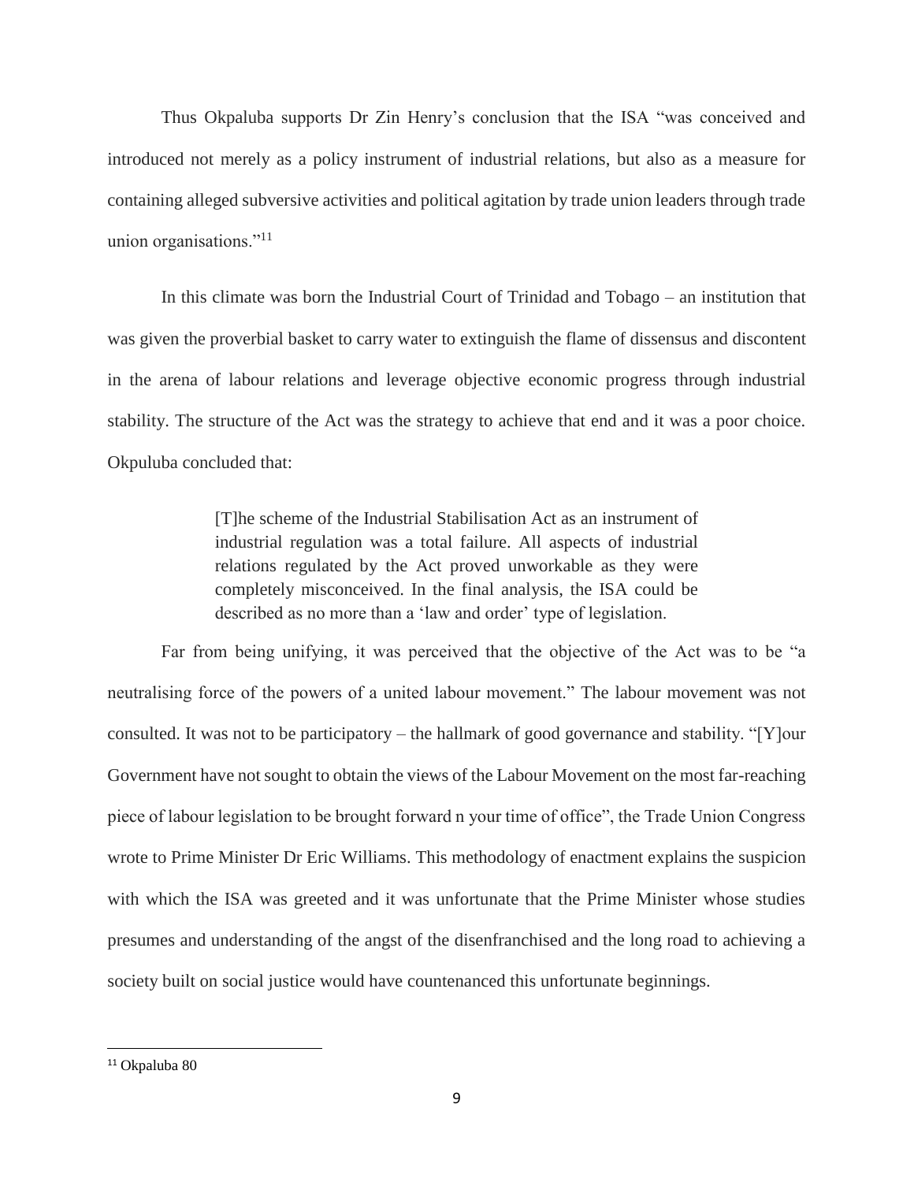Thus Okpaluba supports Dr Zin Henry's conclusion that the ISA "was conceived and introduced not merely as a policy instrument of industrial relations, but also as a measure for containing alleged subversive activities and political agitation by trade union leaders through trade union organisations."[11]

In this climate was born the Industrial Court of Trinidad and Tobago – an institution that was given the proverbial basket to carry water to extinguish the flame of dissensus and discontent in the arena of labour relations and leverage objective economic progress through industrial stability. The structure of the Act was the strategy to achieve that end and it was a poor choice. Okpuluba concluded that:

> [T]he scheme of the Industrial Stabilisation Act as an instrument of industrial regulation was a total failure. All aspects of industrial relations regulated by the Act proved unworkable as they were completely misconceived. In the final analysis, the ISA could be described as no more than a 'law and order' type of legislation.

Far from being unifying, it was perceived that the objective of the Act was to be "a neutralising force of the powers of a united labour movement." The labour movement was not consulted. It was not to be participatory – the hallmark of good governance and stability. "[Y]our Government have not sought to obtain the views of the Labour Movement on the most far-reaching piece of labour legislation to be brought forward n your time of office", the Trade Union Congress wrote to Prime Minister Dr Eric Williams. This methodology of enactment explains the suspicion with which the ISA was greeted and it was unfortunate that the Prime Minister whose studies presumes and understanding of the angst of the disenfranchised and the long road to achieving a society built on social justice would have countenanced this unfortunate beginnings.

---

[11] Okpaluba 80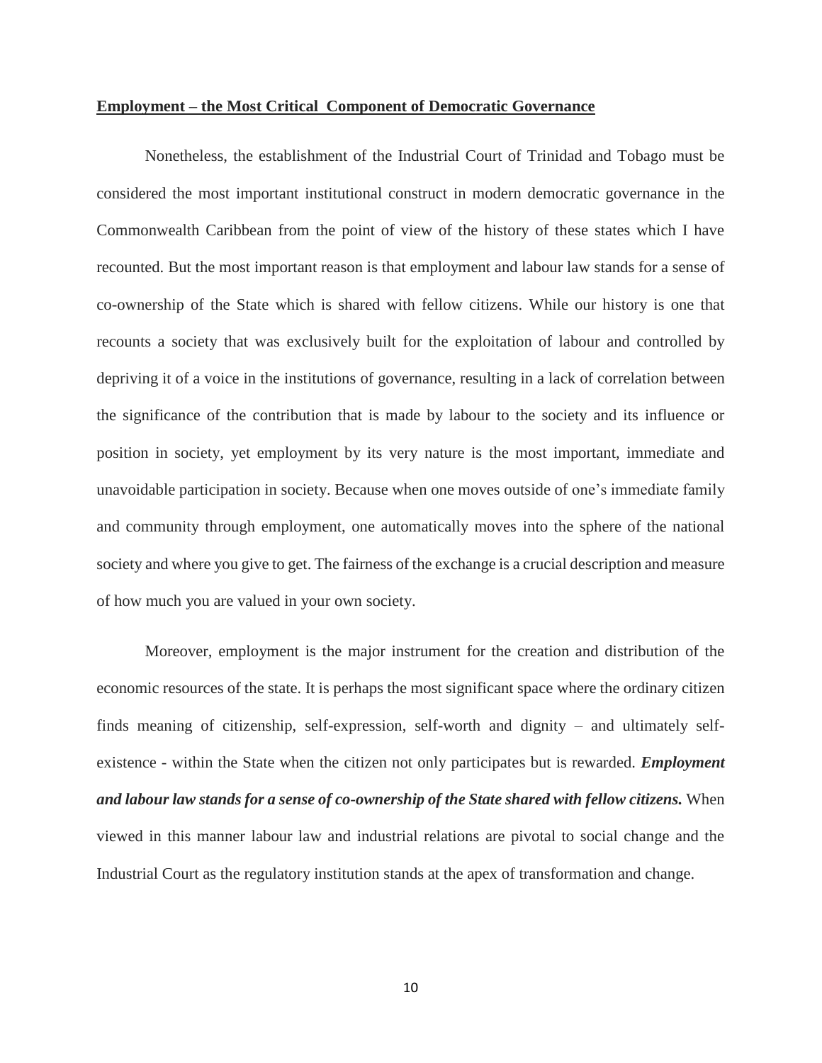**Employment – the Most Critical Component of Democratic Governance**

Nonetheless, the establishment of the Industrial Court of Trinidad and Tobago must be considered the most important institutional construct in modern democratic governance in the Commonwealth Caribbean from the point of view of the history of these states which I have recounted. But the most important reason is that employment and labour law stands for a sense of co-ownership of the State which is shared with fellow citizens. While our history is one that recounts a society that was exclusively built for the exploitation of labour and controlled by depriving it of a voice in the institutions of governance, resulting in a lack of correlation between the significance of the contribution that is made by labour to the society and its influence or position in society, yet employment by its very nature is the most important, immediate and unavoidable participation in society. Because when one moves outside of one's immediate family and community through employment, one automatically moves into the sphere of the national society and where you give to get. The fairness of the exchange is a crucial description and measure of how much you are valued in your own society.

Moreover, employment is the major instrument for the creation and distribution of the economic resources of the state. It is perhaps the most significant space where the ordinary citizen finds meaning of citizenship, self-expression, self-worth and dignity – and ultimately self-existence - within the State when the citizen not only participates but is rewarded. ***Employment and labour law stands for a sense of co-ownership of the State shared with fellow citizens.*** When viewed in this manner labour law and industrial relations are pivotal to social change and the Industrial Court as the regulatory institution stands at the apex of transformation and change.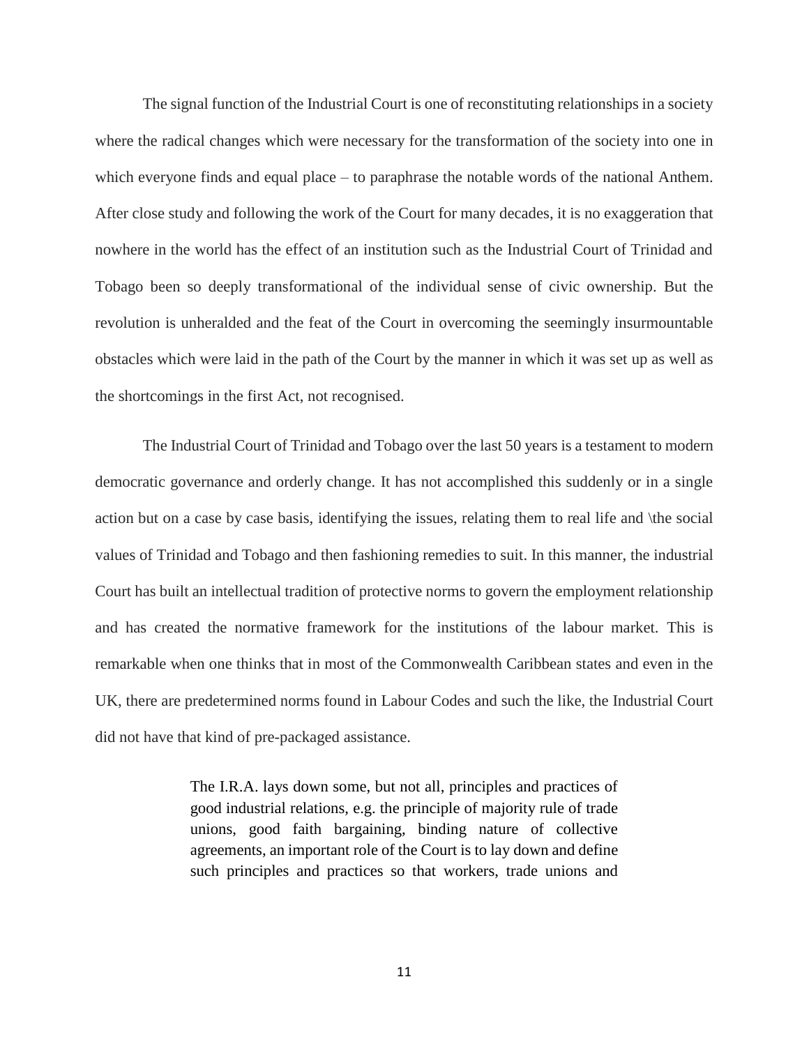The signal function of the Industrial Court is one of reconstituting relationships in a society where the radical changes which were necessary for the transformation of the society into one in which everyone finds and equal place – to paraphrase the notable words of the national Anthem. After close study and following the work of the Court for many decades, it is no exaggeration that nowhere in the world has the effect of an institution such as the Industrial Court of Trinidad and Tobago been so deeply transformational of the individual sense of civic ownership. But the revolution is unheralded and the feat of the Court in overcoming the seemingly insurmountable obstacles which were laid in the path of the Court by the manner in which it was set up as well as the shortcomings in the first Act, not recognised.

The Industrial Court of Trinidad and Tobago over the last 50 years is a testament to modern democratic governance and orderly change. It has not accomplished this suddenly or in a single action but on a case by case basis, identifying the issues, relating them to real life and \the social values of Trinidad and Tobago and then fashioning remedies to suit. In this manner, the industrial Court has built an intellectual tradition of protective norms to govern the employment relationship and has created the normative framework for the institutions of the labour market. This is remarkable when one thinks that in most of the Commonwealth Caribbean states and even in the UK, there are predetermined norms found in Labour Codes and such the like, the Industrial Court did not have that kind of pre-packaged assistance.

> The I.R.A. lays down some, but not all, principles and practices of good industrial relations, e.g. the principle of majority rule of trade unions, good faith bargaining, binding nature of collective agreements, an important role of the Court is to lay down and define such principles and practices so that workers, trade unions and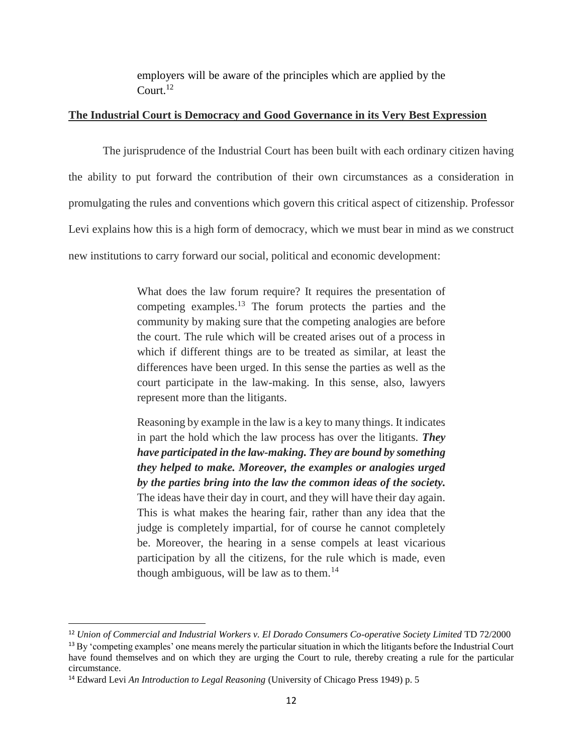> employers will be aware of the principles which are applied by the Court.[12]

**<u>The Industrial Court is Democracy and Good Governance in its Very Best Expression</u>**

The jurisprudence of the Industrial Court has been built with each ordinary citizen having the ability to put forward the contribution of their own circumstances as a consideration in promulgating the rules and conventions which govern this critical aspect of citizenship. Professor Levi explains how this is a high form of democracy, which we must bear in mind as we construct new institutions to carry forward our social, political and economic development:

> What does the law forum require? It requires the presentation of competing examples.[13] The forum protects the parties and the community by making sure that the competing analogies are before the court. The rule which will be created arises out of a process in which if different things are to be treated as similar, at least the differences have been urged. In this sense the parties as well as the court participate in the law-making. In this sense, also, lawyers represent more than the litigants.
>
> Reasoning by example in the law is a key to many things. It indicates in part the hold which the law process has over the litigants. ***They have participated in the law-making. They are bound by something they helped to make. Moreover, the examples or analogies urged by the parties bring into the law the common ideas of the society.*** The ideas have their day in court, and they will have their day again. This is what makes the hearing fair, rather than any idea that the judge is completely impartial, for of course he cannot completely be. Moreover, the hearing in a sense compels at least vicarious participation by all the citizens, for the rule which is made, even though ambiguous, will be law as to them.[14]

---

[12] *Union of Commercial and Industrial Workers v. El Dorado Consumers Co-operative Society Limited* TD 72/2000

[13] By 'competing examples' one means merely the particular situation in which the litigants before the Industrial Court have found themselves and on which they are urging the Court to rule, thereby creating a rule for the particular circumstance.

[14] Edward Levi *An Introduction to Legal Reasoning* (University of Chicago Press 1949) p. 5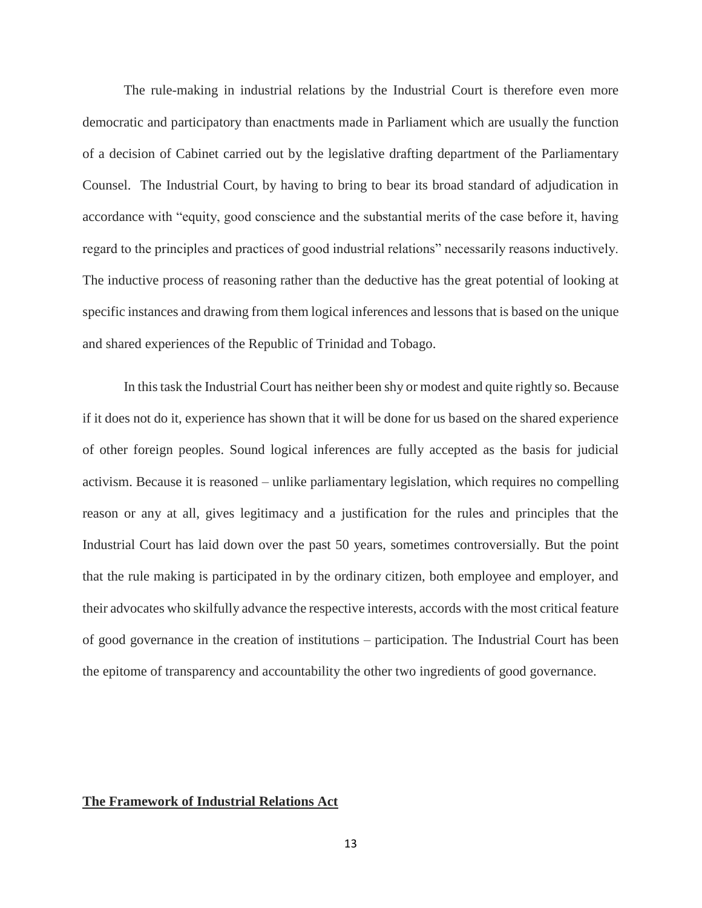The rule-making in industrial relations by the Industrial Court is therefore even more democratic and participatory than enactments made in Parliament which are usually the function of a decision of Cabinet carried out by the legislative drafting department of the Parliamentary Counsel. The Industrial Court, by having to bring to bear its broad standard of adjudication in accordance with "equity, good conscience and the substantial merits of the case before it, having regard to the principles and practices of good industrial relations" necessarily reasons inductively. The inductive process of reasoning rather than the deductive has the great potential of looking at specific instances and drawing from them logical inferences and lessons that is based on the unique and shared experiences of the Republic of Trinidad and Tobago.

In this task the Industrial Court has neither been shy or modest and quite rightly so. Because if it does not do it, experience has shown that it will be done for us based on the shared experience of other foreign peoples. Sound logical inferences are fully accepted as the basis for judicial activism. Because it is reasoned – unlike parliamentary legislation, which requires no compelling reason or any at all, gives legitimacy and a justification for the rules and principles that the Industrial Court has laid down over the past 50 years, sometimes controversially. But the point that the rule making is participated in by the ordinary citizen, both employee and employer, and their advocates who skilfully advance the respective interests, accords with the most critical feature of good governance in the creation of institutions – participation. The Industrial Court has been the epitome of transparency and accountability the other two ingredients of good governance.

**The Framework of Industrial Relations Act**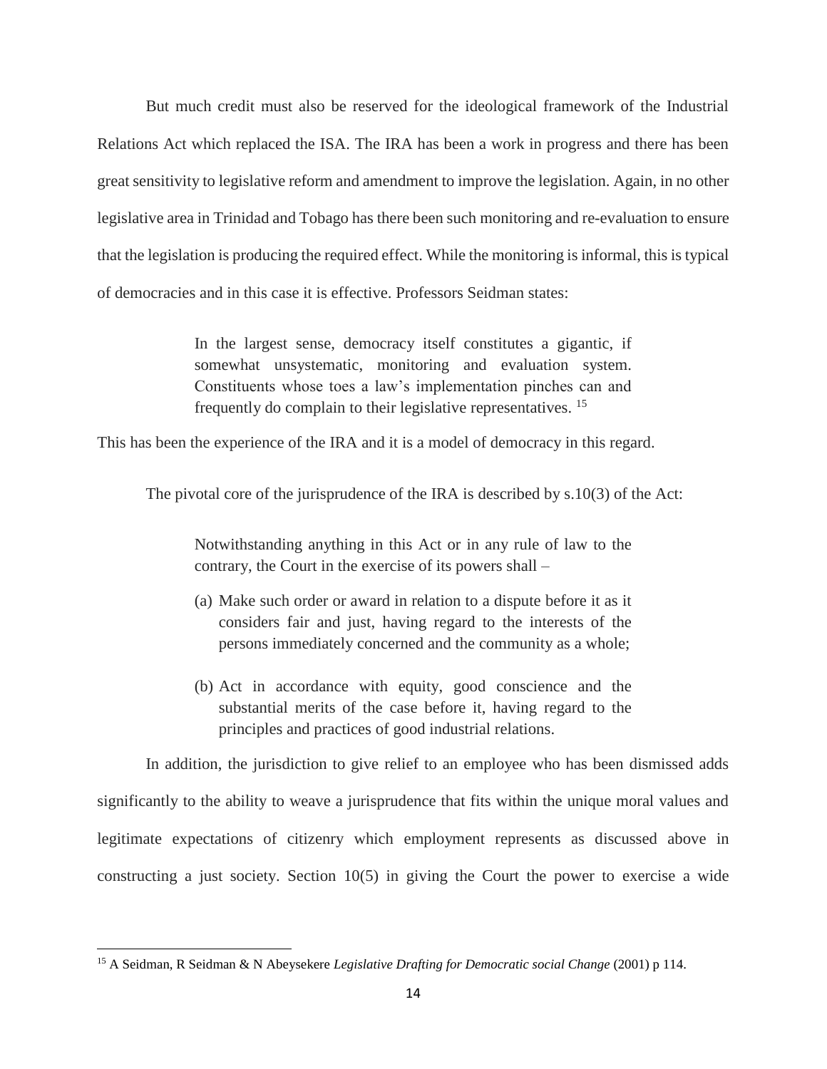But much credit must also be reserved for the ideological framework of the Industrial Relations Act which replaced the ISA. The IRA has been a work in progress and there has been great sensitivity to legislative reform and amendment to improve the legislation. Again, in no other legislative area in Trinidad and Tobago has there been such monitoring and re-evaluation to ensure that the legislation is producing the required effect. While the monitoring is informal, this is typical of democracies and in this case it is effective. Professors Seidman states:

> In the largest sense, democracy itself constitutes a gigantic, if somewhat unsystematic, monitoring and evaluation system. Constituents whose toes a law's implementation pinches can and frequently do complain to their legislative representatives. [15]

This has been the experience of the IRA and it is a model of democracy in this regard.

The pivotal core of the jurisprudence of the IRA is described by s.10(3) of the Act:

> Notwithstanding anything in this Act or in any rule of law to the contrary, the Court in the exercise of its powers shall –
>
> (a) Make such order or award in relation to a dispute before it as it considers fair and just, having regard to the interests of the persons immediately concerned and the community as a whole;
>
> (b) Act in accordance with equity, good conscience and the substantial merits of the case before it, having regard to the principles and practices of good industrial relations.

In addition, the jurisdiction to give relief to an employee who has been dismissed adds significantly to the ability to weave a jurisprudence that fits within the unique moral values and legitimate expectations of citizenry which employment represents as discussed above in constructing a just society. Section 10(5) in giving the Court the power to exercise a wide

---

[15] A Seidman, R Seidman & N Abeysekere *Legislative Drafting for Democratic social Change* (2001) p 114.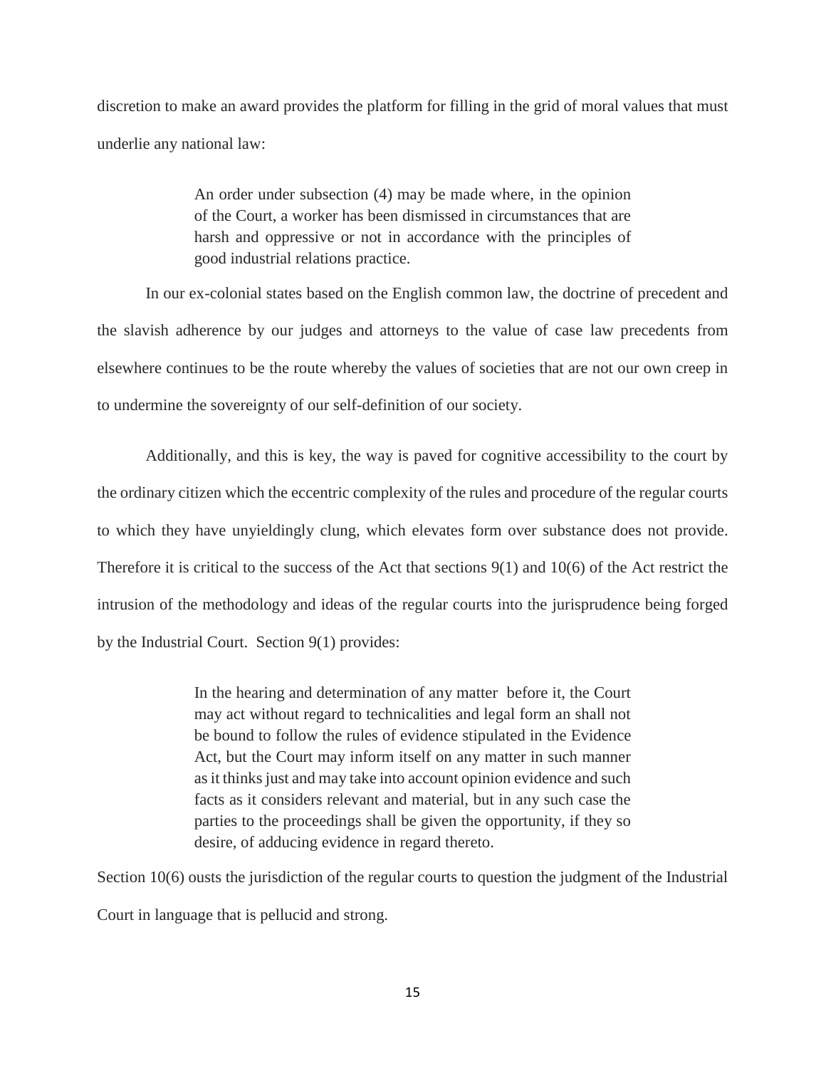discretion to make an award provides the platform for filling in the grid of moral values that must underlie any national law:

> An order under subsection (4) may be made where, in the opinion of the Court, a worker has been dismissed in circumstances that are harsh and oppressive or not in accordance with the principles of good industrial relations practice.

In our ex-colonial states based on the English common law, the doctrine of precedent and the slavish adherence by our judges and attorneys to the value of case law precedents from elsewhere continues to be the route whereby the values of societies that are not our own creep in to undermine the sovereignty of our self-definition of our society.

Additionally, and this is key, the way is paved for cognitive accessibility to the court by the ordinary citizen which the eccentric complexity of the rules and procedure of the regular courts to which they have unyieldingly clung, which elevates form over substance does not provide. Therefore it is critical to the success of the Act that sections 9(1) and 10(6) of the Act restrict the intrusion of the methodology and ideas of the regular courts into the jurisprudence being forged by the Industrial Court. Section 9(1) provides:

> In the hearing and determination of any matter before it, the Court may act without regard to technicalities and legal form an shall not be bound to follow the rules of evidence stipulated in the Evidence Act, but the Court may inform itself on any matter in such manner as it thinks just and may take into account opinion evidence and such facts as it considers relevant and material, but in any such case the parties to the proceedings shall be given the opportunity, if they so desire, of adducing evidence in regard thereto.

Section 10(6) ousts the jurisdiction of the regular courts to question the judgment of the Industrial Court in language that is pellucid and strong.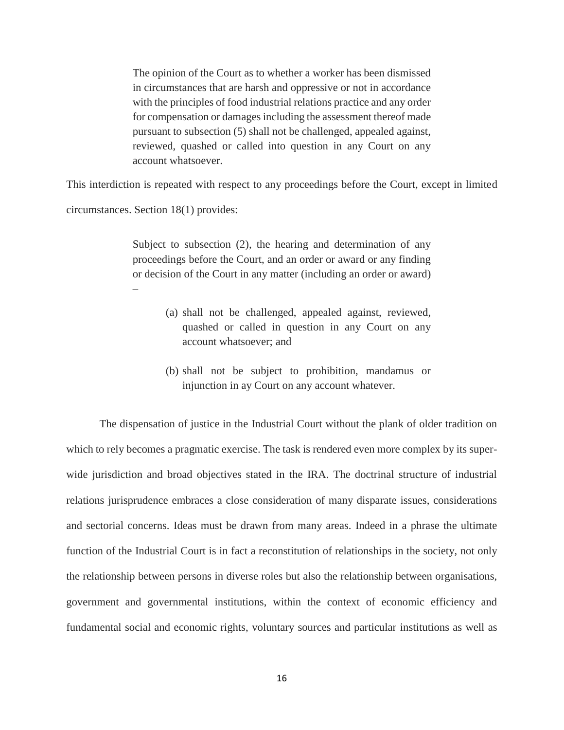> The opinion of the Court as to whether a worker has been dismissed in circumstances that are harsh and oppressive or not in accordance with the principles of food industrial relations practice and any order for compensation or damages including the assessment thereof made pursuant to subsection (5) shall not be challenged, appealed against, reviewed, quashed or called into question in any Court on any account whatsoever.

This interdiction is repeated with respect to any proceedings before the Court, except in limited circumstances. Section 18(1) provides:

> Subject to subsection (2), the hearing and determination of any proceedings before the Court, and an order or award or any finding or decision of the Court in any matter (including an order or award) –
>
> (a) shall not be challenged, appealed against, reviewed, quashed or called in question in any Court on any account whatsoever; and
>
> (b) shall not be subject to prohibition, mandamus or injunction in ay Court on any account whatever.

The dispensation of justice in the Industrial Court without the plank of older tradition on which to rely becomes a pragmatic exercise. The task is rendered even more complex by its super-wide jurisdiction and broad objectives stated in the IRA. The doctrinal structure of industrial relations jurisprudence embraces a close consideration of many disparate issues, considerations and sectorial concerns. Ideas must be drawn from many areas. Indeed in a phrase the ultimate function of the Industrial Court is in fact a reconstitution of relationships in the society, not only the relationship between persons in diverse roles but also the relationship between organisations, government and governmental institutions, within the context of economic efficiency and fundamental social and economic rights, voluntary sources and particular institutions as well as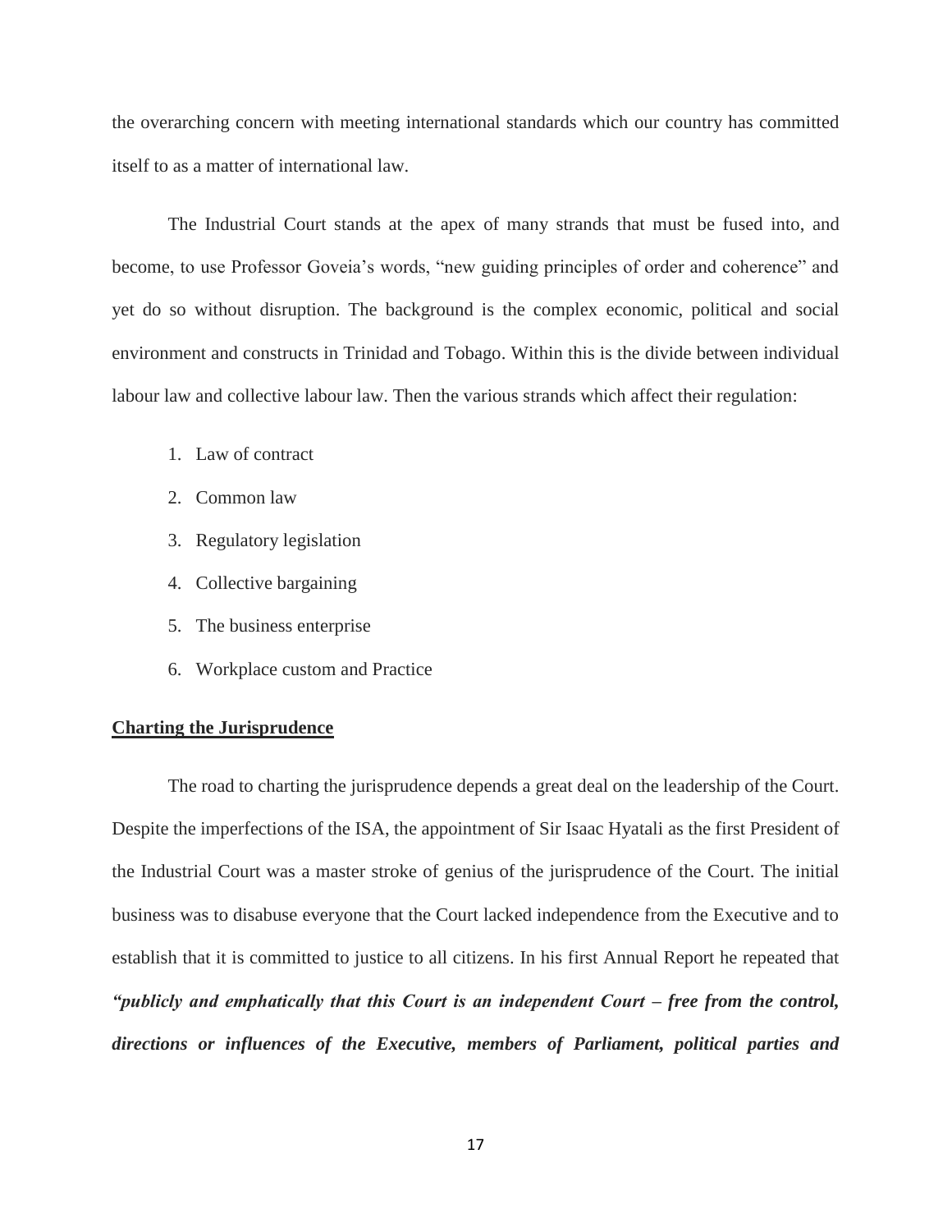the overarching concern with meeting international standards which our country has committed itself to as a matter of international law.

The Industrial Court stands at the apex of many strands that must be fused into, and become, to use Professor Goveia's words, "new guiding principles of order and coherence" and yet do so without disruption. The background is the complex economic, political and social environment and constructs in Trinidad and Tobago. Within this is the divide between individual labour law and collective labour law. Then the various strands which affect their regulation:

1. Law of contract
2. Common law
3. Regulatory legislation
4. Collective bargaining
5. The business enterprise
6. Workplace custom and Practice

**Charting the Jurisprudence**

The road to charting the jurisprudence depends a great deal on the leadership of the Court. Despite the imperfections of the ISA, the appointment of Sir Isaac Hyatali as the first President of the Industrial Court was a master stroke of genius of the jurisprudence of the Court. The initial business was to disabuse everyone that the Court lacked independence from the Executive and to establish that it is committed to justice to all citizens. In his first Annual Report he repeated that ***"publicly and emphatically that this Court is an independent Court – free from the control, directions or influences of the Executive, members of Parliament, political parties and***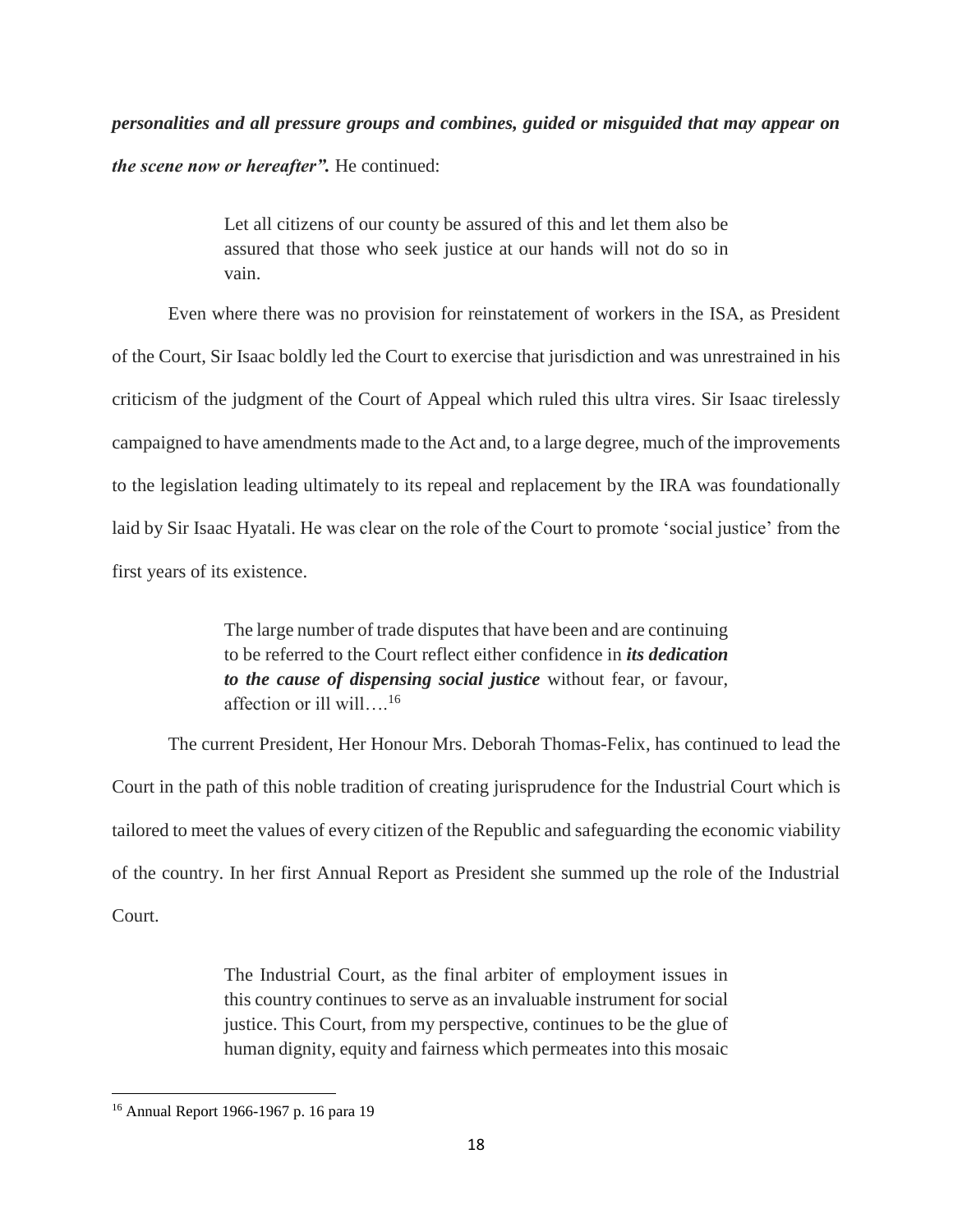***personalities and all pressure groups and combines, guided or misguided that may appear on the scene now or hereafter".*** He continued:

> Let all citizens of our county be assured of this and let them also be assured that those who seek justice at our hands will not do so in vain.

Even where there was no provision for reinstatement of workers in the ISA, as President of the Court, Sir Isaac boldly led the Court to exercise that jurisdiction and was unrestrained in his criticism of the judgment of the Court of Appeal which ruled this ultra vires. Sir Isaac tirelessly campaigned to have amendments made to the Act and, to a large degree, much of the improvements to the legislation leading ultimately to its repeal and replacement by the IRA was foundationally laid by Sir Isaac Hyatali. He was clear on the role of the Court to promote 'social justice' from the first years of its existence.

> The large number of trade disputes that have been and are continuing to be referred to the Court reflect either confidence in ***its dedication to the cause of dispensing social justice*** without fear, or favour, affection or ill will….[16]

The current President, Her Honour Mrs. Deborah Thomas-Felix, has continued to lead the Court in the path of this noble tradition of creating jurisprudence for the Industrial Court which is tailored to meet the values of every citizen of the Republic and safeguarding the economic viability of the country. In her first Annual Report as President she summed up the role of the Industrial Court.

> The Industrial Court, as the final arbiter of employment issues in this country continues to serve as an invaluable instrument for social justice. This Court, from my perspective, continues to be the glue of human dignity, equity and fairness which permeates into this mosaic

---

[16] Annual Report 1966-1967 p. 16 para 19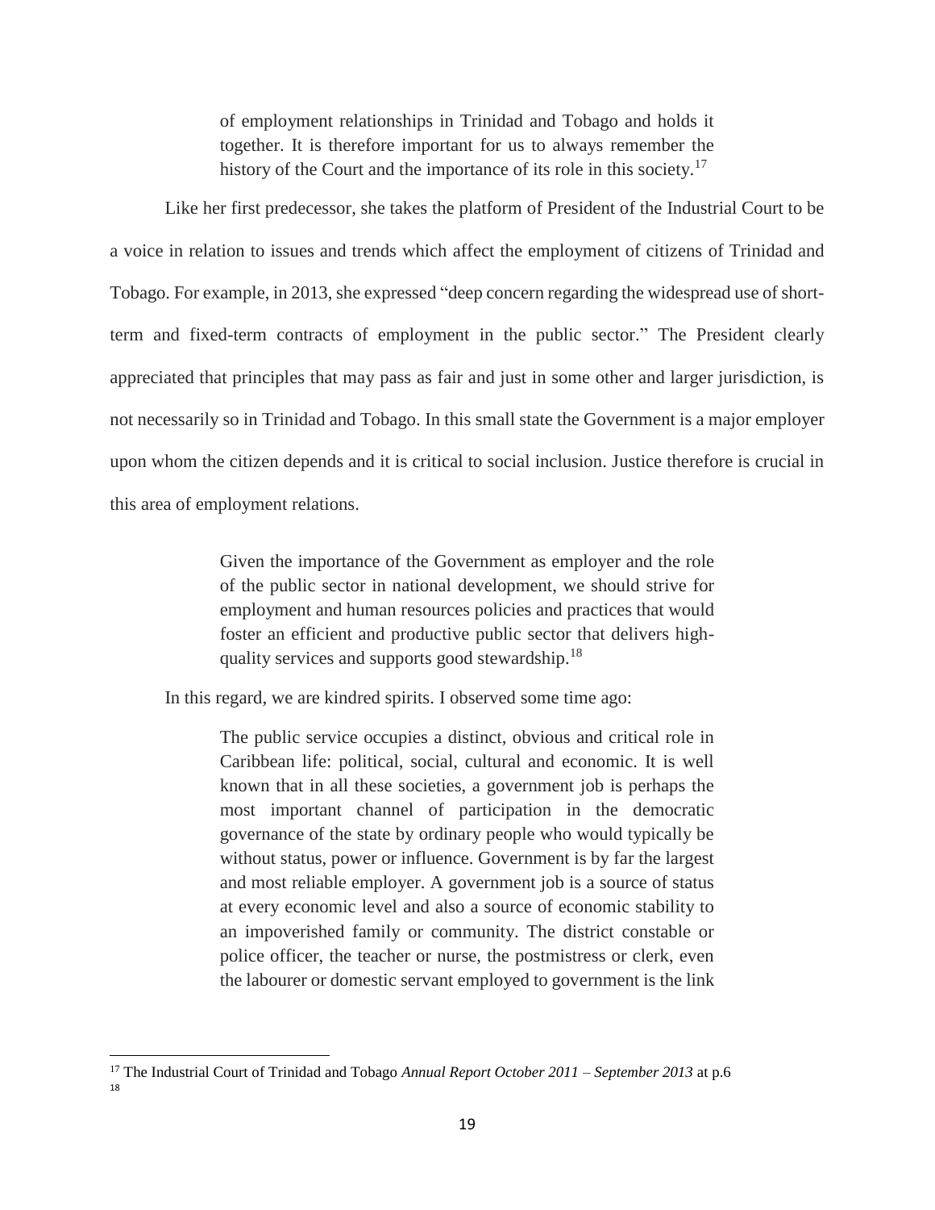> of employment relationships in Trinidad and Tobago and holds it together. It is therefore important for us to always remember the history of the Court and the importance of its role in this society.[17]

Like her first predecessor, she takes the platform of President of the Industrial Court to be a voice in relation to issues and trends which affect the employment of citizens of Trinidad and Tobago. For example, in 2013, she expressed "deep concern regarding the widespread use of short-term and fixed-term contracts of employment in the public sector." The President clearly appreciated that principles that may pass as fair and just in some other and larger jurisdiction, is not necessarily so in Trinidad and Tobago. In this small state the Government is a major employer upon whom the citizen depends and it is critical to social inclusion. Justice therefore is crucial in this area of employment relations.

> Given the importance of the Government as employer and the role of the public sector in national development, we should strive for employment and human resources policies and practices that would foster an efficient and productive public sector that delivers high-quality services and supports good stewardship.[18]

In this regard, we are kindred spirits. I observed some time ago:

> The public service occupies a distinct, obvious and critical role in Caribbean life: political, social, cultural and economic. It is well known that in all these societies, a government job is perhaps the most important channel of participation in the democratic governance of the state by ordinary people who would typically be without status, power or influence. Government is by far the largest and most reliable employer. A government job is a source of status at every economic level and also a source of economic stability to an impoverished family or community. The district constable or police officer, the teacher or nurse, the postmistress or clerk, even the labourer or domestic servant employed to government is the link

---

[17] The Industrial Court of Trinidad and Tobago *Annual Report October 2011 – September 2013* at p.6

[18]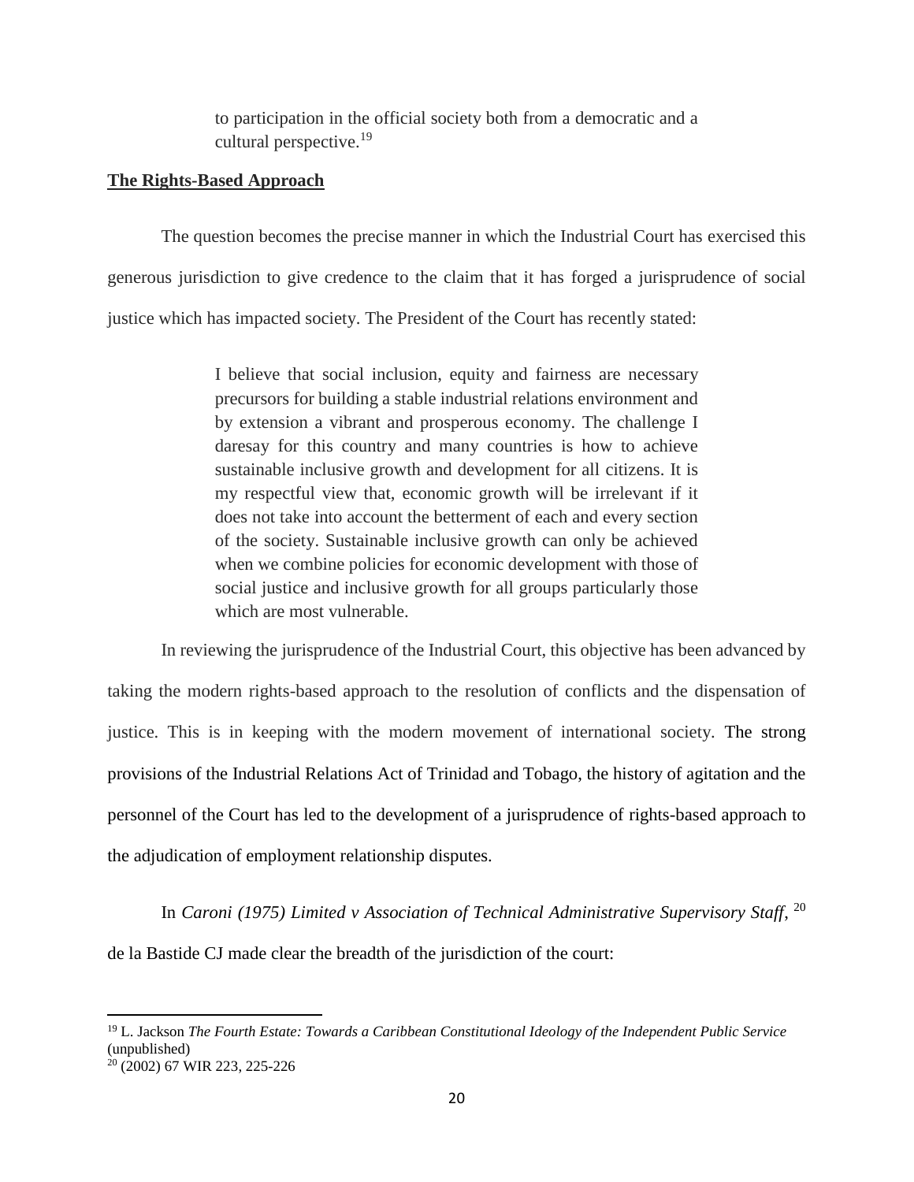> to participation in the official society both from a democratic and a cultural perspective.[19]

**The Rights-Based Approach**

The question becomes the precise manner in which the Industrial Court has exercised this generous jurisdiction to give credence to the claim that it has forged a jurisprudence of social justice which has impacted society. The President of the Court has recently stated:

> I believe that social inclusion, equity and fairness are necessary precursors for building a stable industrial relations environment and by extension a vibrant and prosperous economy. The challenge I daresay for this country and many countries is how to achieve sustainable inclusive growth and development for all citizens. It is my respectful view that, economic growth will be irrelevant if it does not take into account the betterment of each and every section of the society. Sustainable inclusive growth can only be achieved when we combine policies for economic development with those of social justice and inclusive growth for all groups particularly those which are most vulnerable.

In reviewing the jurisprudence of the Industrial Court, this objective has been advanced by taking the modern rights-based approach to the resolution of conflicts and the dispensation of justice. This is in keeping with the modern movement of international society. The strong provisions of the Industrial Relations Act of Trinidad and Tobago, the history of agitation and the personnel of the Court has led to the development of a jurisprudence of rights-based approach to the adjudication of employment relationship disputes.

In *Caroni (1975) Limited v Association of Technical Administrative Supervisory Staff*, [20] de la Bastide CJ made clear the breadth of the jurisdiction of the court:

---

[19] L. Jackson *The Fourth Estate: Towards a Caribbean Constitutional Ideology of the Independent Public Service* (unpublished)

[20] (2002) 67 WIR 223, 225-226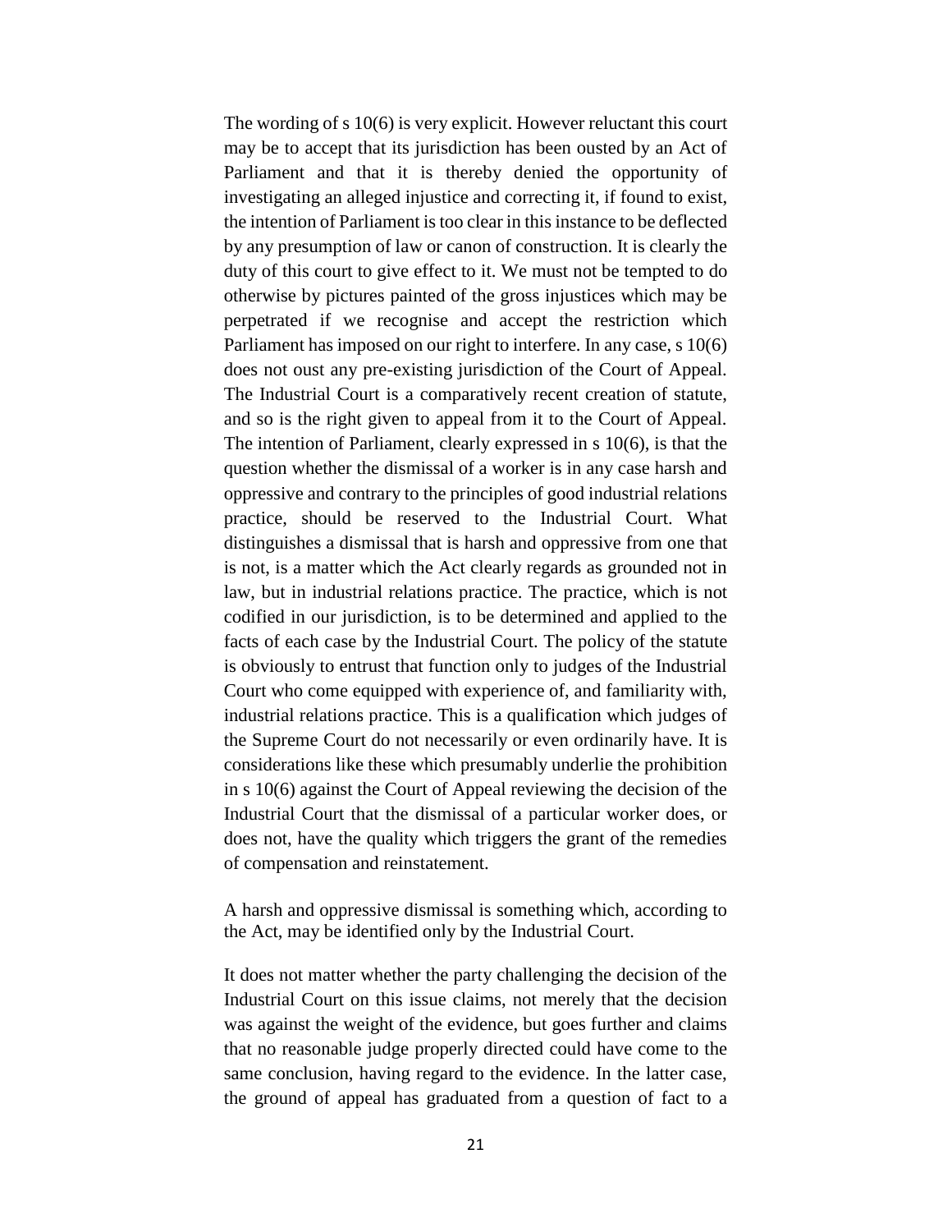The wording of s 10(6) is very explicit. However reluctant this court may be to accept that its jurisdiction has been ousted by an Act of Parliament and that it is thereby denied the opportunity of investigating an alleged injustice and correcting it, if found to exist, the intention of Parliament is too clear in this instance to be deflected by any presumption of law or canon of construction. It is clearly the duty of this court to give effect to it. We must not be tempted to do otherwise by pictures painted of the gross injustices which may be perpetrated if we recognise and accept the restriction which Parliament has imposed on our right to interfere. In any case, s 10(6) does not oust any pre-existing jurisdiction of the Court of Appeal. The Industrial Court is a comparatively recent creation of statute, and so is the right given to appeal from it to the Court of Appeal. The intention of Parliament, clearly expressed in s 10(6), is that the question whether the dismissal of a worker is in any case harsh and oppressive and contrary to the principles of good industrial relations practice, should be reserved to the Industrial Court. What distinguishes a dismissal that is harsh and oppressive from one that is not, is a matter which the Act clearly regards as grounded not in law, but in industrial relations practice. The practice, which is not codified in our jurisdiction, is to be determined and applied to the facts of each case by the Industrial Court. The policy of the statute is obviously to entrust that function only to judges of the Industrial Court who come equipped with experience of, and familiarity with, industrial relations practice. This is a qualification which judges of the Supreme Court do not necessarily or even ordinarily have. It is considerations like these which presumably underlie the prohibition in s 10(6) against the Court of Appeal reviewing the decision of the Industrial Court that the dismissal of a particular worker does, or does not, have the quality which triggers the grant of the remedies of compensation and reinstatement.

A harsh and oppressive dismissal is something which, according to the Act, may be identified only by the Industrial Court.

It does not matter whether the party challenging the decision of the Industrial Court on this issue claims, not merely that the decision was against the weight of the evidence, but goes further and claims that no reasonable judge properly directed could have come to the same conclusion, having regard to the evidence. In the latter case, the ground of appeal has graduated from a question of fact to a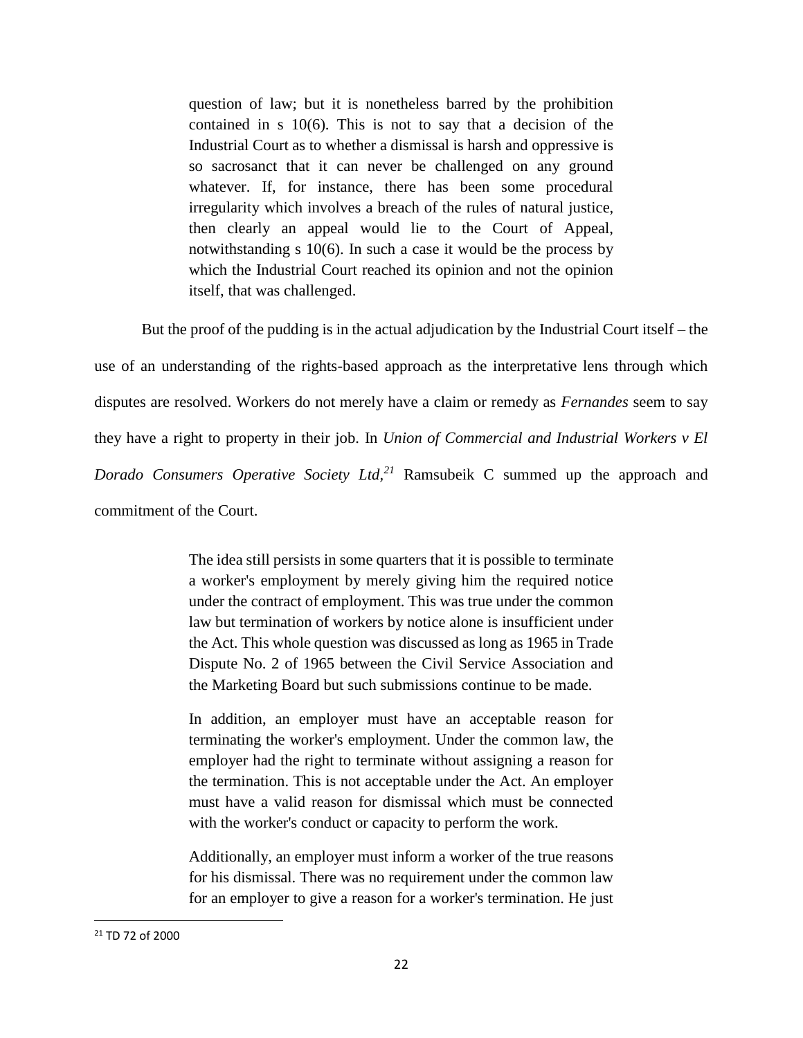> question of law; but it is nonetheless barred by the prohibition contained in s 10(6). This is not to say that a decision of the Industrial Court as to whether a dismissal is harsh and oppressive is so sacrosanct that it can never be challenged on any ground whatever. If, for instance, there has been some procedural irregularity which involves a breach of the rules of natural justice, then clearly an appeal would lie to the Court of Appeal, notwithstanding s 10(6). In such a case it would be the process by which the Industrial Court reached its opinion and not the opinion itself, that was challenged.

But the proof of the pudding is in the actual adjudication by the Industrial Court itself – the use of an understanding of the rights-based approach as the interpretative lens through which disputes are resolved. Workers do not merely have a claim or remedy as *Fernandes* seem to say they have a right to property in their job. In *Union of Commercial and Industrial Workers v El Dorado Consumers Operative Society Ltd,*[21] Ramsubeik C summed up the approach and commitment of the Court.

> The idea still persists in some quarters that it is possible to terminate a worker's employment by merely giving him the required notice under the contract of employment. This was true under the common law but termination of workers by notice alone is insufficient under the Act. This whole question was discussed as long as 1965 in Trade Dispute No. 2 of 1965 between the Civil Service Association and the Marketing Board but such submissions continue to be made.
>
> In addition, an employer must have an acceptable reason for terminating the worker's employment. Under the common law, the employer had the right to terminate without assigning a reason for the termination. This is not acceptable under the Act. An employer must have a valid reason for dismissal which must be connected with the worker's conduct or capacity to perform the work.
>
> Additionally, an employer must inform a worker of the true reasons for his dismissal. There was no requirement under the common law for an employer to give a reason for a worker's termination. He just

[21] TD 72 of 2000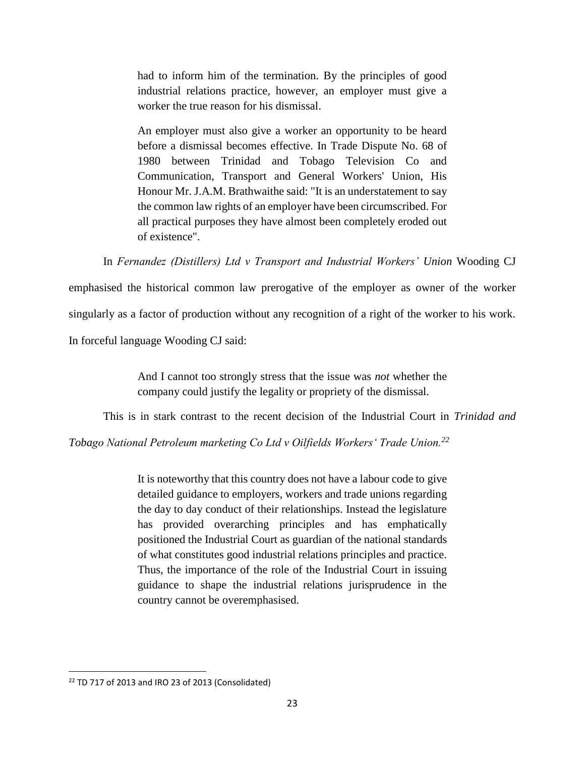> had to inform him of the termination. By the principles of good industrial relations practice, however, an employer must give a worker the true reason for his dismissal.
>
> An employer must also give a worker an opportunity to be heard before a dismissal becomes effective. In Trade Dispute No. 68 of 1980 between Trinidad and Tobago Television Co and Communication, Transport and General Workers' Union, His Honour Mr. J.A.M. Brathwaithe said: "It is an understatement to say the common law rights of an employer have been circumscribed. For all practical purposes they have almost been completely eroded out of existence".

In *Fernandez (Distillers) Ltd v Transport and Industrial Workers' Union* Wooding CJ emphasised the historical common law prerogative of the employer as owner of the worker singularly as a factor of production without any recognition of a right of the worker to his work. In forceful language Wooding CJ said:

> And I cannot too strongly stress that the issue was *not* whether the company could justify the legality or propriety of the dismissal.

This is in stark contrast to the recent decision of the Industrial Court in *Trinidad and Tobago National Petroleum marketing Co Ltd v Oilfields Workers' Trade Union.*[22]

> It is noteworthy that this country does not have a labour code to give detailed guidance to employers, workers and trade unions regarding the day to day conduct of their relationships. Instead the legislature has provided overarching principles and has emphatically positioned the Industrial Court as guardian of the national standards of what constitutes good industrial relations principles and practice. Thus, the importance of the role of the Industrial Court in issuing guidance to shape the industrial relations jurisprudence in the country cannot be overemphasised.

[22] TD 717 of 2013 and IRO 23 of 2013 (Consolidated)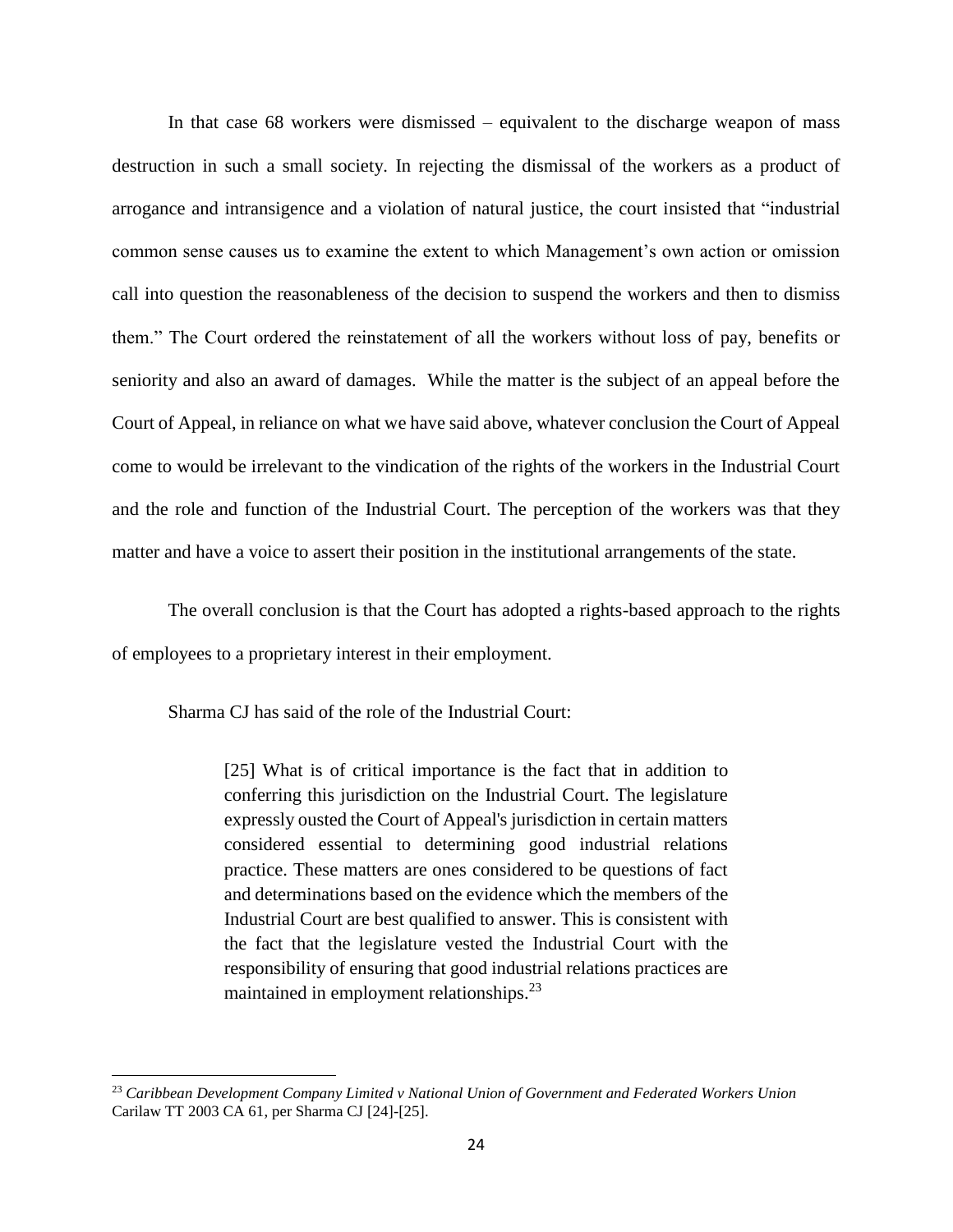In that case 68 workers were dismissed – equivalent to the discharge weapon of mass destruction in such a small society. In rejecting the dismissal of the workers as a product of arrogance and intransigence and a violation of natural justice, the court insisted that "industrial common sense causes us to examine the extent to which Management's own action or omission call into question the reasonableness of the decision to suspend the workers and then to dismiss them." The Court ordered the reinstatement of all the workers without loss of pay, benefits or seniority and also an award of damages. While the matter is the subject of an appeal before the Court of Appeal, in reliance on what we have said above, whatever conclusion the Court of Appeal come to would be irrelevant to the vindication of the rights of the workers in the Industrial Court and the role and function of the Industrial Court. The perception of the workers was that they matter and have a voice to assert their position in the institutional arrangements of the state.

The overall conclusion is that the Court has adopted a rights-based approach to the rights of employees to a proprietary interest in their employment.

Sharma CJ has said of the role of the Industrial Court:

> [25] What is of critical importance is the fact that in addition to conferring this jurisdiction on the Industrial Court. The legislature expressly ousted the Court of Appeal's jurisdiction in certain matters considered essential to determining good industrial relations practice. These matters are ones considered to be questions of fact and determinations based on the evidence which the members of the Industrial Court are best qualified to answer. This is consistent with the fact that the legislature vested the Industrial Court with the responsibility of ensuring that good industrial relations practices are maintained in employment relationships.[23]

---

[23] *Caribbean Development Company Limited v National Union of Government and Federated Workers Union* Carilaw TT 2003 CA 61, per Sharma CJ [24]-[25].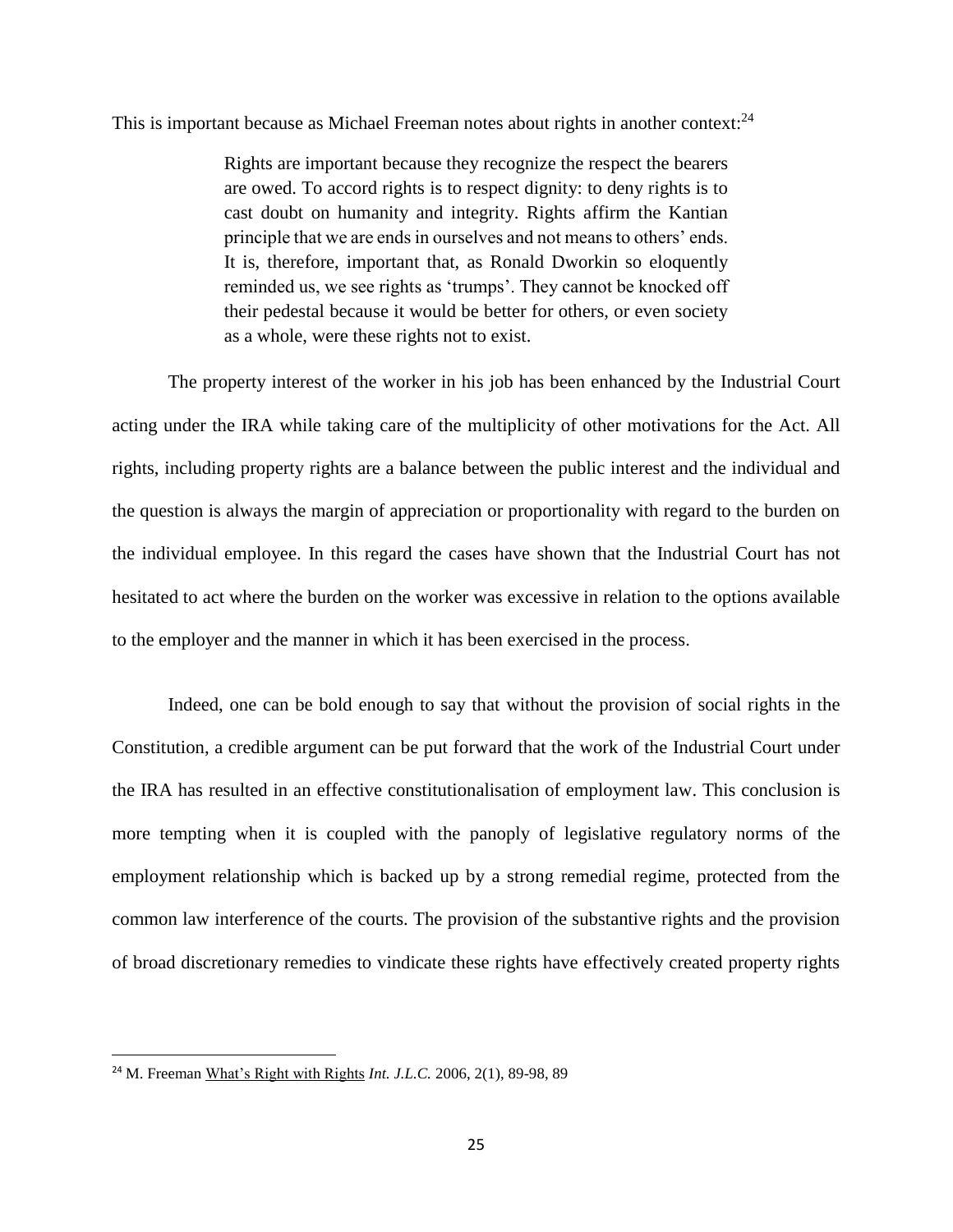This is important because as Michael Freeman notes about rights in another context:[24]

> Rights are important because they recognize the respect the bearers are owed. To accord rights is to respect dignity: to deny rights is to cast doubt on humanity and integrity. Rights affirm the Kantian principle that we are ends in ourselves and not means to others' ends. It is, therefore, important that, as Ronald Dworkin so eloquently reminded us, we see rights as 'trumps'. They cannot be knocked off their pedestal because it would be better for others, or even society as a whole, were these rights not to exist.

The property interest of the worker in his job has been enhanced by the Industrial Court acting under the IRA while taking care of the multiplicity of other motivations for the Act. All rights, including property rights are a balance between the public interest and the individual and the question is always the margin of appreciation or proportionality with regard to the burden on the individual employee. In this regard the cases have shown that the Industrial Court has not hesitated to act where the burden on the worker was excessive in relation to the options available to the employer and the manner in which it has been exercised in the process.

Indeed, one can be bold enough to say that without the provision of social rights in the Constitution, a credible argument can be put forward that the work of the Industrial Court under the IRA has resulted in an effective constitutionalisation of employment law. This conclusion is more tempting when it is coupled with the panoply of legislative regulatory norms of the employment relationship which is backed up by a strong remedial regime, protected from the common law interference of the courts. The provision of the substantive rights and the provision of broad discretionary remedies to vindicate these rights have effectively created property rights

---

[24] M. Freeman What's Right with Rights *Int. J.L.C.* 2006, 2(1), 89-98, 89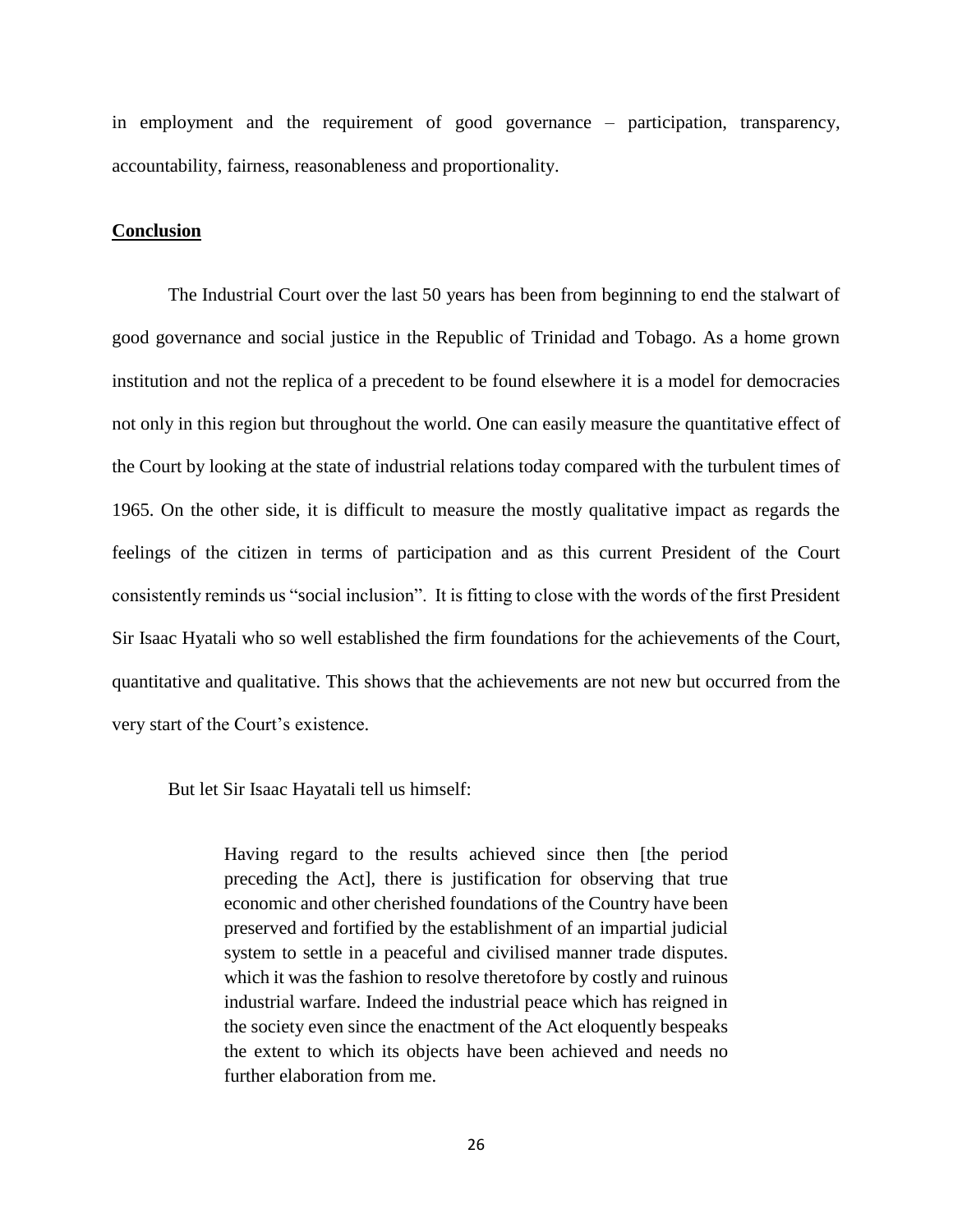in employment and the requirement of good governance – participation, transparency, accountability, fairness, reasonableness and proportionality.

## Conclusion

The Industrial Court over the last 50 years has been from beginning to end the stalwart of good governance and social justice in the Republic of Trinidad and Tobago. As a home grown institution and not the replica of a precedent to be found elsewhere it is a model for democracies not only in this region but throughout the world. One can easily measure the quantitative effect of the Court by looking at the state of industrial relations today compared with the turbulent times of 1965. On the other side, it is difficult to measure the mostly qualitative impact as regards the feelings of the citizen in terms of participation and as this current President of the Court consistently reminds us "social inclusion". It is fitting to close with the words of the first President Sir Isaac Hyatali who so well established the firm foundations for the achievements of the Court, quantitative and qualitative. This shows that the achievements are not new but occurred from the very start of the Court's existence.

But let Sir Isaac Hayatali tell us himself:

> Having regard to the results achieved since then [the period preceding the Act], there is justification for observing that true economic and other cherished foundations of the Country have been preserved and fortified by the establishment of an impartial judicial system to settle in a peaceful and civilised manner trade disputes. which it was the fashion to resolve theretofore by costly and ruinous industrial warfare. Indeed the industrial peace which has reigned in the society even since the enactment of the Act eloquently bespeaks the extent to which its objects have been achieved and needs no further elaboration from me.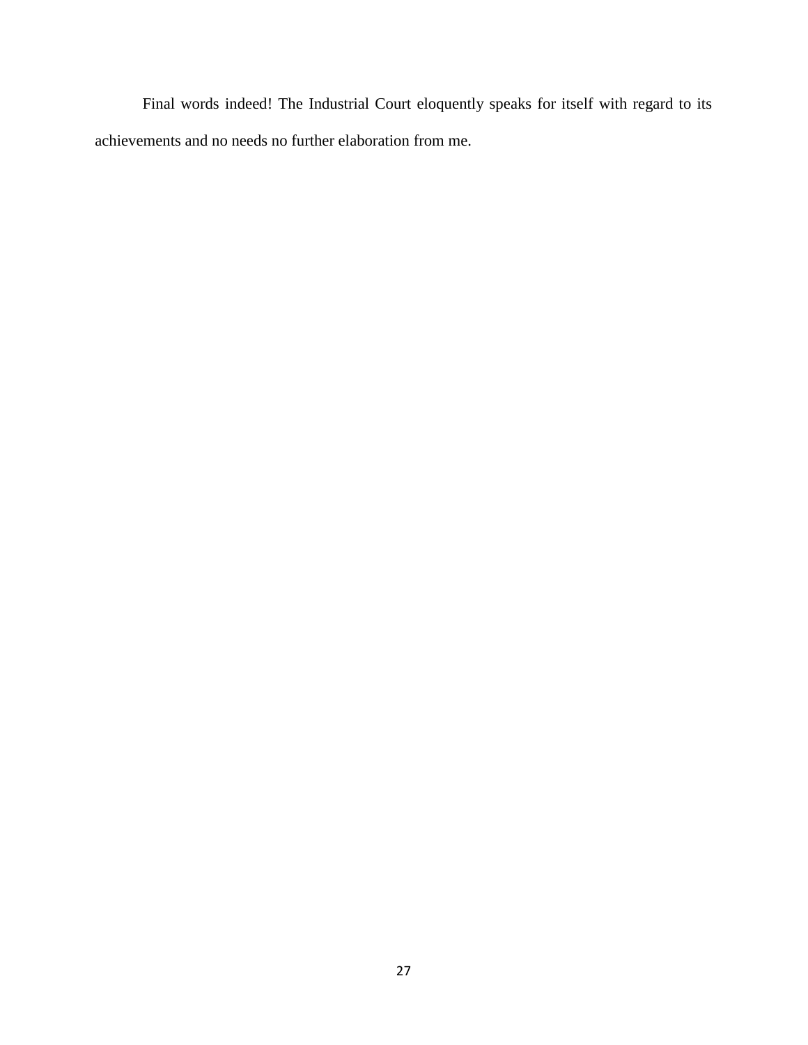Final words indeed! The Industrial Court eloquently speaks for itself with regard to its achievements and no needs no further elaboration from me.